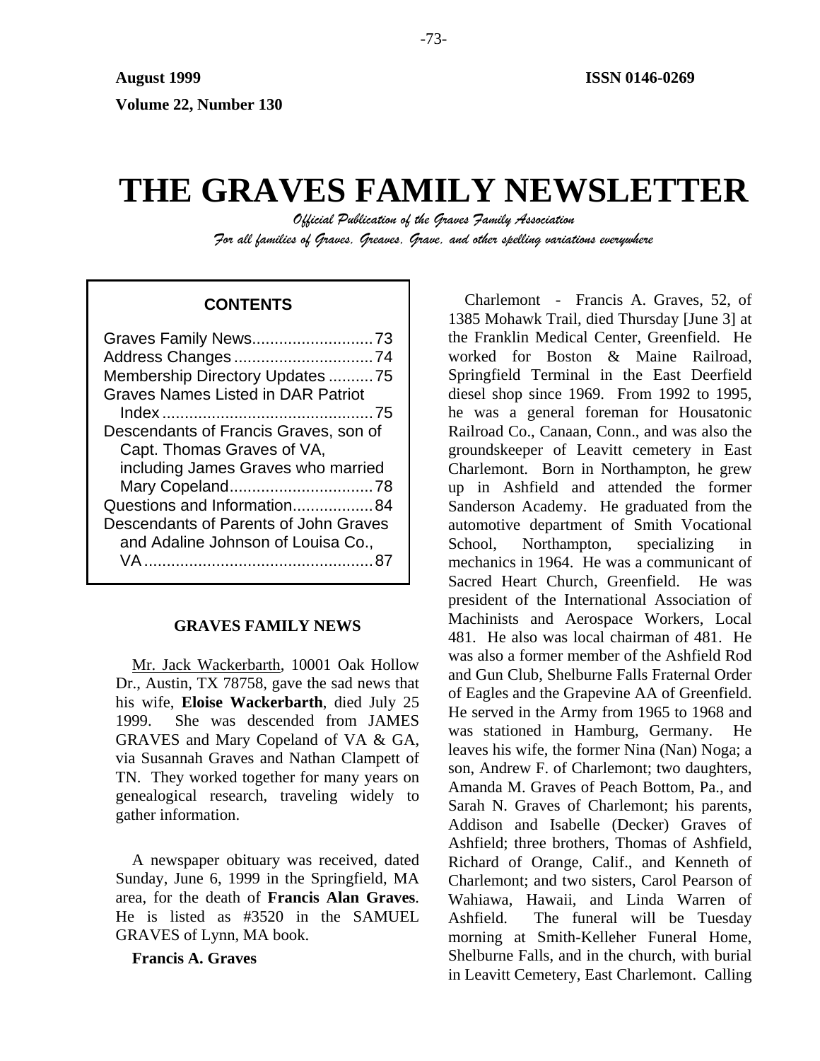**August 1999** **ISSN 0146-0269**

**Volume 22, Number 130**

# THE GRAVES FAMILY NEWSLETTER

*Official Publication of the Graves Family Association*

*For all families of Graves, Greaves, Grave, and other spelling variations everywhere*

**CONTENTS**

| | |
|---|---|
| Graves Family News | 73 |
| Address Changes | 74 |
| Membership Directory Updates | 75 |
| Graves Names Listed in DAR Patriot Index | 75 |
| Descendants of Francis Graves, son of Capt. Thomas Graves of VA, including James Graves who married Mary Copeland | 78 |
| Questions and Information | 84 |
| Descendants of Parents of John Graves and Adaline Johnson of Louisa Co., VA | 87 |

## GRAVES FAMILY NEWS

Mr. Jack Wackerbarth, 10001 Oak Hollow Dr., Austin, TX 78758, gave the sad news that his wife, **Eloise Wackerbarth**, died July 25 1999. She was descended from JAMES GRAVES and Mary Copeland of VA & GA, via Susannah Graves and Nathan Clampett of TN. They worked together for many years on genealogical research, traveling widely to gather information.

A newspaper obituary was received, dated Sunday, June 6, 1999 in the Springfield, MA area, for the death of **Francis Alan Graves**. He is listed as #3520 in the SAMUEL GRAVES of Lynn, MA book.

**Francis A. Graves**

Charlemont - Francis A. Graves, 52, of 1385 Mohawk Trail, died Thursday [June 3] at the Franklin Medical Center, Greenfield. He worked for Boston & Maine Railroad, Springfield Terminal in the East Deerfield diesel shop since 1969. From 1992 to 1995, he was a general foreman for Housatonic Railroad Co., Canaan, Conn., and was also the groundskeeper of Leavitt cemetery in East Charlemont. Born in Northampton, he grew up in Ashfield and attended the former Sanderson Academy. He graduated from the automotive department of Smith Vocational School, Northampton, specializing in mechanics in 1964. He was a communicant of Sacred Heart Church, Greenfield. He was president of the International Association of Machinists and Aerospace Workers, Local 481. He also was local chairman of 481. He was also a former member of the Ashfield Rod and Gun Club, Shelburne Falls Fraternal Order of Eagles and the Grapevine AA of Greenfield. He served in the Army from 1965 to 1968 and was stationed in Hamburg, Germany. He leaves his wife, the former Nina (Nan) Noga; a son, Andrew F. of Charlemont; two daughters, Amanda M. Graves of Peach Bottom, Pa., and Sarah N. Graves of Charlemont; his parents, Addison and Isabelle (Decker) Graves of Ashfield; three brothers, Thomas of Ashfield, Richard of Orange, Calif., and Kenneth of Charlemont; and two sisters, Carol Pearson of Wahiawa, Hawaii, and Linda Warren of Ashfield. The funeral will be Tuesday morning at Smith-Kelleher Funeral Home, Shelburne Falls, and in the church, with burial in Leavitt Cemetery, East Charlemont. Calling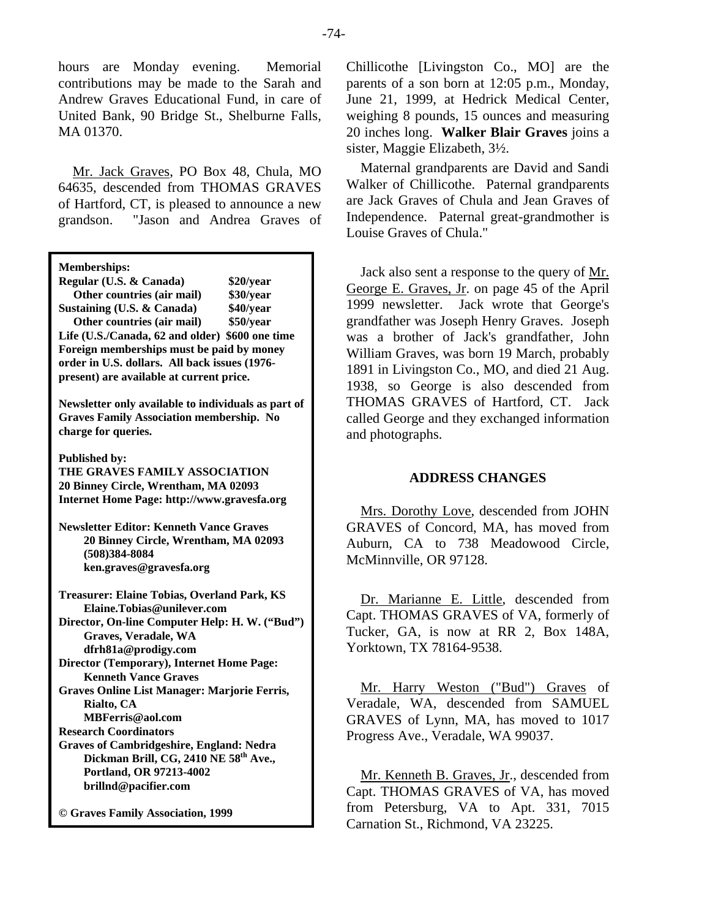hours are Monday evening. Memorial contributions may be made to the Sarah and Andrew Graves Educational Fund, in care of United Bank, 90 Bridge St., Shelburne Falls, MA 01370.

Mr. Jack Graves, PO Box 48, Chula, MO 64635, descended from THOMAS GRAVES of Hartford, CT, is pleased to announce a new grandson. "Jason and Andrea Graves of Chillicothe [Livingston Co., MO] are the parents of a son born at 12:05 p.m., Monday, June 21, 1999, at Hedrick Medical Center, weighing 8 pounds, 15 ounces and measuring 20 inches long. **Walker Blair Graves** joins a sister, Maggie Elizabeth, 3½.

Maternal grandparents are David and Sandi Walker of Chillicothe. Paternal grandparents are Jack Graves of Chula and Jean Graves of Independence. Paternal great-grandmother is Louise Graves of Chula."

Jack also sent a response to the query of Mr. George E. Graves, Jr. on page 45 of the April 1999 newsletter. Jack wrote that George's grandfather was Joseph Henry Graves. Joseph was a brother of Jack's grandfather, John William Graves, was born 19 March, probably 1891 in Livingston Co., MO, and died 21 Aug. 1938, so George is also descended from THOMAS GRAVES of Hartford, CT. Jack called George and they exchanged information and photographs.

**Memberships:**

| | |
|---|---|
| **Regular (U.S. & Canada)** | **$20/year** |
| **Other countries (air mail)** | **$30/year** |
| **Sustaining (U.S. & Canada)** | **$40/year** |
| **Other countries (air mail)** | **$50/year** |
| **Life (U.S./Canada, 62 and older)** | **$600 one time** |

**Foreign memberships must be paid by money order in U.S. dollars. All back issues (1976-present) are available at current price.**

**Newsletter only available to individuals as part of Graves Family Association membership. No charge for queries.**

**Published by:**
**THE GRAVES FAMILY ASSOCIATION**
**20 Binney Circle, Wrentham, MA 02093**
**Internet Home Page: http://www.gravesfa.org**

**Newsletter Editor: Kenneth Vance Graves**
**20 Binney Circle, Wrentham, MA 02093**
**(508)384-8084**
**ken.graves@gravesfa.org**

**Treasurer: Elaine Tobias, Overland Park, KS**
**Elaine.Tobias@unilever.com**
**Director, On-line Computer Help: H. W. ("Bud") Graves, Veradale, WA**
**dfrh81a@prodigy.com**
**Director (Temporary), Internet Home Page: Kenneth Vance Graves**
**Graves Online List Manager: Marjorie Ferris, Rialto, CA**
**MBFerris@aol.com**
**Research Coordinators**
**Graves of Cambridgeshire, England: Nedra Dickman Brill, CG, 2410 NE 58th Ave., Portland, OR 97213-4002**
**brillnd@pacifier.com**

**© Graves Family Association, 1999**

## ADDRESS CHANGES

Mrs. Dorothy Love, descended from JOHN GRAVES of Concord, MA, has moved from Auburn, CA to 738 Meadowood Circle, McMinnville, OR 97128.

Dr. Marianne E. Little, descended from Capt. THOMAS GRAVES of VA, formerly of Tucker, GA, is now at RR 2, Box 148A, Yorktown, TX 78164-9538.

Mr. Harry Weston ("Bud") Graves of Veradale, WA, descended from SAMUEL GRAVES of Lynn, MA, has moved to 1017 Progress Ave., Veradale, WA 99037.

Mr. Kenneth B. Graves, Jr., descended from Capt. THOMAS GRAVES of VA, has moved from Petersburg, VA to Apt. 331, 7015 Carnation St., Richmond, VA 23225.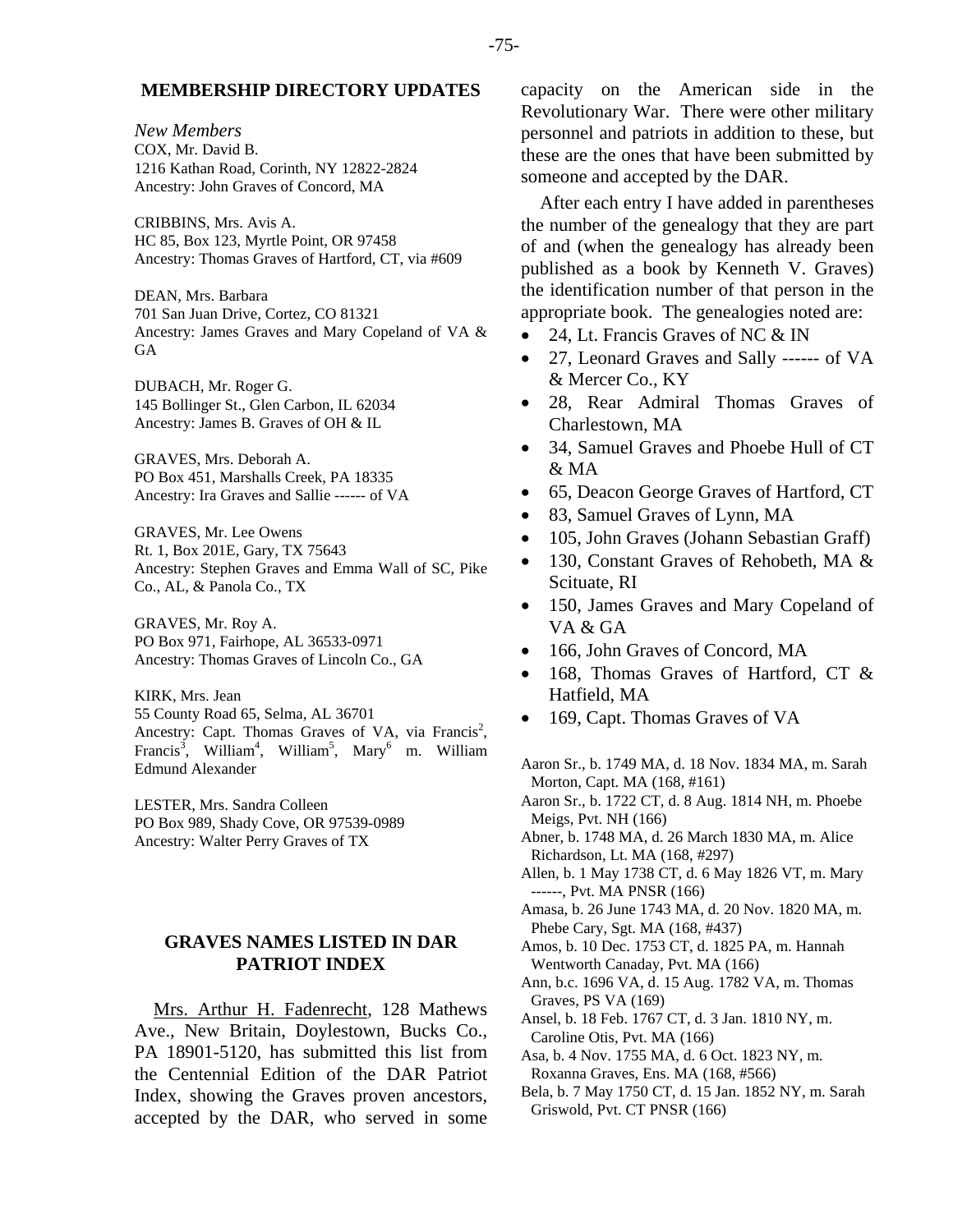## MEMBERSHIP DIRECTORY UPDATES

*New Members*

COX, Mr. David B.
1216 Kathan Road, Corinth, NY 12822-2824
Ancestry: John Graves of Concord, MA

CRIBBINS, Mrs. Avis A.
HC 85, Box 123, Myrtle Point, OR 97458
Ancestry: Thomas Graves of Hartford, CT, via #609

DEAN, Mrs. Barbara
701 San Juan Drive, Cortez, CO 81321
Ancestry: James Graves and Mary Copeland of VA & GA

DUBACH, Mr. Roger G.
145 Bollinger St., Glen Carbon, IL 62034
Ancestry: James B. Graves of OH & IL

GRAVES, Mrs. Deborah A.
PO Box 451, Marshalls Creek, PA 18335
Ancestry: Ira Graves and Sallie ------ of VA

GRAVES, Mr. Lee Owens
Rt. 1, Box 201E, Gary, TX 75643
Ancestry: Stephen Graves and Emma Wall of SC, Pike Co., AL, & Panola Co., TX

GRAVES, Mr. Roy A.
PO Box 971, Fairhope, AL 36533-0971
Ancestry: Thomas Graves of Lincoln Co., GA

KIRK, Mrs. Jean
55 County Road 65, Selma, AL 36701
Ancestry: Capt. Thomas Graves of VA, via Francis[2], Francis[3], William[4], William[5], Mary[6] m. William Edmund Alexander

LESTER, Mrs. Sandra Colleen
PO Box 989, Shady Cove, OR 97539-0989
Ancestry: Walter Perry Graves of TX

## GRAVES NAMES LISTED IN DAR PATRIOT INDEX

Mrs. Arthur H. Fadenrecht, 128 Mathews Ave., New Britain, Doylestown, Bucks Co., PA 18901-5120, has submitted this list from the Centennial Edition of the DAR Patriot Index, showing the Graves proven ancestors, accepted by the DAR, who served in some capacity on the American side in the Revolutionary War. There were other military personnel and patriots in addition to these, but these are the ones that have been submitted by someone and accepted by the DAR.

After each entry I have added in parentheses the number of the genealogy that they are part of and (when the genealogy has already been published as a book by Kenneth V. Graves) the identification number of that person in the appropriate book. The genealogies noted are:

- 24, Lt. Francis Graves of NC & IN
- 27, Leonard Graves and Sally ------ of VA & Mercer Co., KY
- 28, Rear Admiral Thomas Graves of Charlestown, MA
- 34, Samuel Graves and Phoebe Hull of CT & MA
- 65, Deacon George Graves of Hartford, CT
- 83, Samuel Graves of Lynn, MA
- 105, John Graves (Johann Sebastian Graff)
- 130, Constant Graves of Rehobeth, MA & Scituate, RI
- 150, James Graves and Mary Copeland of VA & GA
- 166, John Graves of Concord, MA
- 168, Thomas Graves of Hartford, CT & Hatfield, MA
- 169, Capt. Thomas Graves of VA

Aaron Sr., b. 1749 MA, d. 18 Nov. 1834 MA, m. Sarah Morton, Capt. MA (168, #161)

Aaron Sr., b. 1722 CT, d. 8 Aug. 1814 NH, m. Phoebe Meigs, Pvt. NH (166)

Abner, b. 1748 MA, d. 26 March 1830 MA, m. Alice Richardson, Lt. MA (168, #297)

Allen, b. 1 May 1738 CT, d. 6 May 1826 VT, m. Mary ------, Pvt. MA PNSR (166)

Amasa, b. 26 June 1743 MA, d. 20 Nov. 1820 MA, m. Phebe Cary, Sgt. MA (168, #437)

Amos, b. 10 Dec. 1753 CT, d. 1825 PA, m. Hannah Wentworth Canaday, Pvt. MA (166)

Ann, b.c. 1696 VA, d. 15 Aug. 1782 VA, m. Thomas Graves, PS VA (169)

Ansel, b. 18 Feb. 1767 CT, d. 3 Jan. 1810 NY, m. Caroline Otis, Pvt. MA (166)

Asa, b. 4 Nov. 1755 MA, d. 6 Oct. 1823 NY, m. Roxanna Graves, Ens. MA (168, #566)

Bela, b. 7 May 1750 CT, d. 15 Jan. 1852 NY, m. Sarah Griswold, Pvt. CT PNSR (166)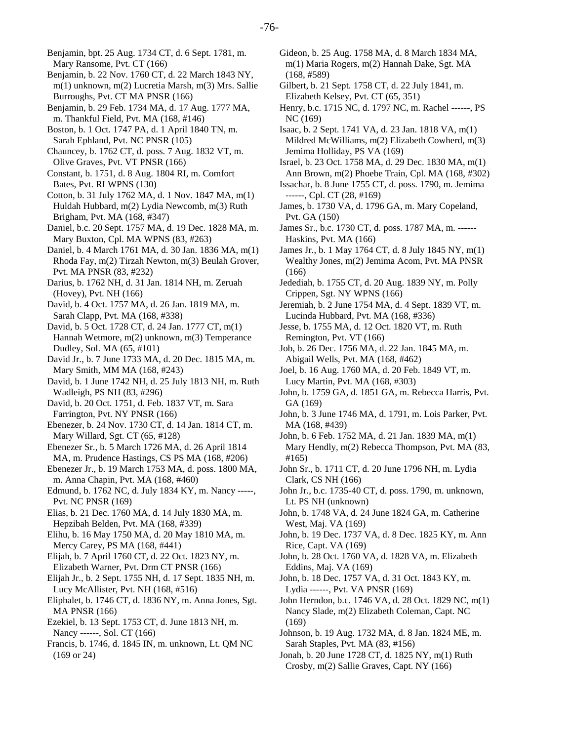Benjamin, bpt. 25 Aug. 1734 CT, d. 6 Sept. 1781, m. Mary Ransome, Pvt. CT (166)

Benjamin, b. 22 Nov. 1760 CT, d. 22 March 1843 NY, m(1) unknown, m(2) Lucretia Marsh, m(3) Mrs. Sallie Burroughs, Pvt. CT MA PNSR (166)

Benjamin, b. 29 Feb. 1734 MA, d. 17 Aug. 1777 MA, m. Thankful Field, Pvt. MA (168, #146)

Boston, b. 1 Oct. 1747 PA, d. 1 April 1840 TN, m. Sarah Ephland, Pvt. NC PNSR (105)

Chauncey, b. 1762 CT, d. poss. 7 Aug. 1832 VT, m. Olive Graves, Pvt. VT PNSR (166)

Constant, b. 1751, d. 8 Aug. 1804 RI, m. Comfort Bates, Pvt. RI WPNS (130)

Cotton, b. 31 July 1762 MA, d. 1 Nov. 1847 MA, m(1) Huldah Hubbard, m(2) Lydia Newcomb, m(3) Ruth Brigham, Pvt. MA (168, #347)

Daniel, b.c. 20 Sept. 1757 MA, d. 19 Dec. 1828 MA, m. Mary Buxton, Cpl. MA WPNS (83, #263)

Daniel, b. 4 March 1761 MA, d. 30 Jan. 1836 MA, m(1) Rhoda Fay, m(2) Tirzah Newton, m(3) Beulah Grover, Pvt. MA PNSR (83, #232)

Darius, b. 1762 NH, d. 31 Jan. 1814 NH, m. Zeruah (Hovey), Pvt. NH (166)

David, b. 4 Oct. 1757 MA, d. 26 Jan. 1819 MA, m. Sarah Clapp, Pvt. MA (168, #338)

David, b. 5 Oct. 1728 CT, d. 24 Jan. 1777 CT, m(1) Hannah Wetmore, m(2) unknown, m(3) Temperance Dudley, Sol. MA (65, #101)

David Jr., b. 7 June 1733 MA, d. 20 Dec. 1815 MA, m. Mary Smith, MM MA (168, #243)

David, b. 1 June 1742 NH, d. 25 July 1813 NH, m. Ruth Wadleigh, PS NH (83, #296)

David, b. 20 Oct. 1751, d. Feb. 1837 VT, m. Sara Farrington, Pvt. NY PNSR (166)

Ebenezer, b. 24 Nov. 1730 CT, d. 14 Jan. 1814 CT, m. Mary Willard, Sgt. CT (65, #128)

Ebenezer Sr., b. 5 March 1726 MA, d. 26 April 1814 MA, m. Prudence Hastings, CS PS MA (168, #206)

Ebenezer Jr., b. 19 March 1753 MA, d. poss. 1800 MA, m. Anna Chapin, Pvt. MA (168, #460)

Edmund, b. 1762 NC, d. July 1834 KY, m. Nancy -----, Pvt. NC PNSR (169)

Elias, b. 21 Dec. 1760 MA, d. 14 July 1830 MA, m. Hepzibah Belden, Pvt. MA (168, #339)

Elihu, b. 16 May 1750 MA, d. 20 May 1810 MA, m. Mercy Carey, PS MA (168, #441)

Elijah, b. 7 April 1760 CT, d. 22 Oct. 1823 NY, m. Elizabeth Warner, Pvt. Drm CT PNSR (166)

Elijah Jr., b. 2 Sept. 1755 NH, d. 17 Sept. 1835 NH, m. Lucy McAllister, Pvt. NH (168, #516)

Eliphalet, b. 1746 CT, d. 1836 NY, m. Anna Jones, Sgt. MA PNSR (166)

Ezekiel, b. 13 Sept. 1753 CT, d. June 1813 NH, m. Nancy ------, Sol. CT (166)

Francis, b. 1746, d. 1845 IN, m. unknown, Lt. QM NC (169 or 24)

Gideon, b. 25 Aug. 1758 MA, d. 8 March 1834 MA, m(1) Maria Rogers, m(2) Hannah Dake, Sgt. MA (168, #589)

Gilbert, b. 21 Sept. 1758 CT, d. 22 July 1841, m. Elizabeth Kelsey, Pvt. CT (65, 351)

Henry, b.c. 1715 NC, d. 1797 NC, m. Rachel ------, PS NC (169)

Isaac, b. 2 Sept. 1741 VA, d. 23 Jan. 1818 VA, m(1) Mildred McWilliams, m(2) Elizabeth Cowherd, m(3) Jemima Holliday, PS VA (169)

Israel, b. 23 Oct. 1758 MA, d. 29 Dec. 1830 MA, m(1) Ann Brown, m(2) Phoebe Train, Cpl. MA (168, #302)

Issachar, b. 8 June 1755 CT, d. poss. 1790, m. Jemima ------, Cpl. CT (28, #169)

James, b. 1730 VA, d. 1796 GA, m. Mary Copeland, Pvt. GA (150)

James Sr., b.c. 1730 CT, d. poss. 1787 MA, m. ------ Haskins, Pvt. MA (166)

James Jr., b. 1 May 1764 CT, d. 8 July 1845 NY, m(1) Wealthy Jones, m(2) Jemima Acom, Pvt. MA PNSR (166)

Jedediah, b. 1755 CT, d. 20 Aug. 1839 NY, m. Polly Crippen, Sgt. NY WPNS (166)

Jeremiah, b. 2 June 1754 MA, d. 4 Sept. 1839 VT, m. Lucinda Hubbard, Pvt. MA (168, #336)

Jesse, b. 1755 MA, d. 12 Oct. 1820 VT, m. Ruth Remington, Pvt. VT (166)

Job, b. 26 Dec. 1756 MA, d. 22 Jan. 1845 MA, m. Abigail Wells, Pvt. MA (168, #462)

Joel, b. 16 Aug. 1760 MA, d. 20 Feb. 1849 VT, m. Lucy Martin, Pvt. MA (168, #303)

John, b. 1759 GA, d. 1851 GA, m. Rebecca Harris, Pvt. GA (169)

John, b. 3 June 1746 MA, d. 1791, m. Lois Parker, Pvt. MA (168, #439)

John, b. 6 Feb. 1752 MA, d. 21 Jan. 1839 MA, m(1) Mary Hendly, m(2) Rebecca Thompson, Pvt. MA (83, #165)

John Sr., b. 1711 CT, d. 20 June 1796 NH, m. Lydia Clark, CS NH (166)

John Jr., b.c. 1735-40 CT, d. poss. 1790, m. unknown, Lt. PS NH (unknown)

John, b. 1748 VA, d. 24 June 1824 GA, m. Catherine West, Maj. VA (169)

John, b. 19 Dec. 1737 VA, d. 8 Dec. 1825 KY, m. Ann Rice, Capt. VA (169)

John, b. 28 Oct. 1760 VA, d. 1828 VA, m. Elizabeth Eddins, Maj. VA (169)

John, b. 18 Dec. 1757 VA, d. 31 Oct. 1843 KY, m. Lydia ------, Pvt. VA PNSR (169)

John Herndon, b.c. 1746 VA, d. 28 Oct. 1829 NC, m(1) Nancy Slade, m(2) Elizabeth Coleman, Capt. NC (169)

Johnson, b. 19 Aug. 1732 MA, d. 8 Jan. 1824 ME, m. Sarah Staples, Pvt. MA (83, #156)

Jonah, b. 20 June 1728 CT, d. 1825 NY, m(1) Ruth Crosby, m(2) Sallie Graves, Capt. NY (166)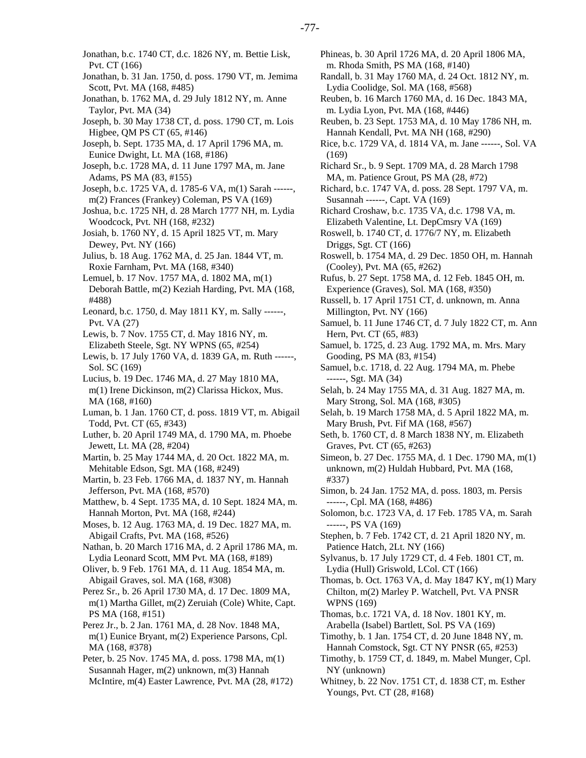Jonathan, b.c. 1740 CT, d.c. 1826 NY, m. Bettie Lisk, Pvt. CT (166)

Jonathan, b. 31 Jan. 1750, d. poss. 1790 VT, m. Jemima Scott, Pvt. MA (168, #485)

Jonathan, b. 1762 MA, d. 29 July 1812 NY, m. Anne Taylor, Pvt. MA (34)

Joseph, b. 30 May 1738 CT, d. poss. 1790 CT, m. Lois Higbee, QM PS CT (65, #146)

Joseph, b. Sept. 1735 MA, d. 17 April 1796 MA, m. Eunice Dwight, Lt. MA (168, #186)

Joseph, b.c. 1728 MA, d. 11 June 1797 MA, m. Jane Adams, PS MA (83, #155)

Joseph, b.c. 1725 VA, d. 1785-6 VA, m(1) Sarah ------, m(2) Frances (Frankey) Coleman, PS VA (169)

Joshua, b.c. 1725 NH, d. 28 March 1777 NH, m. Lydia Woodcock, Pvt. NH (168, #232)

Josiah, b. 1760 NY, d. 15 April 1825 VT, m. Mary Dewey, Pvt. NY (166)

Julius, b. 18 Aug. 1762 MA, d. 25 Jan. 1844 VT, m. Roxie Farnham, Pvt. MA (168, #340)

Lemuel, b. 17 Nov. 1757 MA, d. 1802 MA, m(1) Deborah Battle, m(2) Keziah Harding, Pvt. MA (168, #488)

Leonard, b.c. 1750, d. May 1811 KY, m. Sally ------, Pvt. VA (27)

Lewis, b. 7 Nov. 1755 CT, d. May 1816 NY, m. Elizabeth Steele, Sgt. NY WPNS (65, #254)

Lewis, b. 17 July 1760 VA, d. 1839 GA, m. Ruth ------, Sol. SC (169)

Lucius, b. 19 Dec. 1746 MA, d. 27 May 1810 MA, m(1) Irene Dickinson, m(2) Clarissa Hickox, Mus. MA (168, #160)

Luman, b. 1 Jan. 1760 CT, d. poss. 1819 VT, m. Abigail Todd, Pvt. CT (65, #343)

Luther, b. 20 April 1749 MA, d. 1790 MA, m. Phoebe Jewett, Lt. MA (28, #204)

Martin, b. 25 May 1744 MA, d. 20 Oct. 1822 MA, m. Mehitable Edson, Sgt. MA (168, #249)

Martin, b. 23 Feb. 1766 MA, d. 1837 NY, m. Hannah Jefferson, Pvt. MA (168, #570)

Matthew, b. 4 Sept. 1735 MA, d. 10 Sept. 1824 MA, m. Hannah Morton, Pvt. MA (168, #244)

Moses, b. 12 Aug. 1763 MA, d. 19 Dec. 1827 MA, m. Abigail Crafts, Pvt. MA (168, #526)

Nathan, b. 20 March 1716 MA, d. 2 April 1786 MA, m. Lydia Leonard Scott, MM Pvt. MA (168, #189)

Oliver, b. 9 Feb. 1761 MA, d. 11 Aug. 1854 MA, m. Abigail Graves, sol. MA (168, #308)

Perez Sr., b. 26 April 1730 MA, d. 17 Dec. 1809 MA, m(1) Martha Gillet, m(2) Zeruiah (Cole) White, Capt. PS MA (168, #151)

Perez Jr., b. 2 Jan. 1761 MA, d. 28 Nov. 1848 MA, m(1) Eunice Bryant, m(2) Experience Parsons, Cpl. MA (168, #378)

Peter, b. 25 Nov. 1745 MA, d. poss. 1798 MA, m(1) Susannah Hager, m(2) unknown, m(3) Hannah McIntire, m(4) Easter Lawrence, Pvt. MA (28, #172)

Phineas, b. 30 April 1726 MA, d. 20 April 1806 MA, m. Rhoda Smith, PS MA (168, #140)

Randall, b. 31 May 1760 MA, d. 24 Oct. 1812 NY, m. Lydia Coolidge, Sol. MA (168, #568)

Reuben, b. 16 March 1760 MA, d. 16 Dec. 1843 MA, m. Lydia Lyon, Pvt. MA (168, #446)

Reuben, b. 23 Sept. 1753 MA, d. 10 May 1786 NH, m. Hannah Kendall, Pvt. MA NH (168, #290)

Rice, b.c. 1729 VA, d. 1814 VA, m. Jane ------, Sol. VA (169)

Richard Sr., b. 9 Sept. 1709 MA, d. 28 March 1798 MA, m. Patience Grout, PS MA (28, #72)

Richard, b.c. 1747 VA, d. poss. 28 Sept. 1797 VA, m. Susannah ------, Capt. VA (169)

Richard Croshaw, b.c. 1735 VA, d.c. 1798 VA, m. Elizabeth Valentine, Lt. DepCmsry VA (169)

Roswell, b. 1740 CT, d. 1776/7 NY, m. Elizabeth Driggs, Sgt. CT (166)

Roswell, b. 1754 MA, d. 29 Dec. 1850 OH, m. Hannah (Cooley), Pvt. MA (65, #262)

Rufus, b. 27 Sept. 1758 MA, d. 12 Feb. 1845 OH, m. Experience (Graves), Sol. MA (168, #350)

Russell, b. 17 April 1751 CT, d. unknown, m. Anna Millington, Pvt. NY (166)

Samuel, b. 11 June 1746 CT, d. 7 July 1822 CT, m. Ann Hern, Pvt. CT (65, #83)

Samuel, b. 1725, d. 23 Aug. 1792 MA, m. Mrs. Mary Gooding, PS MA (83, #154)

Samuel, b.c. 1718, d. 22 Aug. 1794 MA, m. Phebe ------, Sgt. MA (34)

Selah, b. 24 May 1755 MA, d. 31 Aug. 1827 MA, m. Mary Strong, Sol. MA (168, #305)

Selah, b. 19 March 1758 MA, d. 5 April 1822 MA, m. Mary Brush, Pvt. Fif MA (168, #567)

Seth, b. 1760 CT, d. 8 March 1838 NY, m. Elizabeth Graves, Pvt. CT (65, #263)

Simeon, b. 27 Dec. 1755 MA, d. 1 Dec. 1790 MA, m(1) unknown, m(2) Huldah Hubbard, Pvt. MA (168, #337)

Simon, b. 24 Jan. 1752 MA, d. poss. 1803, m. Persis ------, Cpl. MA (168, #486)

Solomon, b.c. 1723 VA, d. 17 Feb. 1785 VA, m. Sarah ------, PS VA (169)

Stephen, b. 7 Feb. 1742 CT, d. 21 April 1820 NY, m. Patience Hatch, 2Lt. NY (166)

Sylvanus, b. 17 July 1729 CT, d. 4 Feb. 1801 CT, m. Lydia (Hull) Griswold, LCol. CT (166)

Thomas, b. Oct. 1763 VA, d. May 1847 KY, m(1) Mary Chilton, m(2) Marley P. Watchell, Pvt. VA PNSR WPNS (169)

Thomas, b.c. 1721 VA, d. 18 Nov. 1801 KY, m. Arabella (Isabel) Bartlett, Sol. PS VA (169)

Timothy, b. 1 Jan. 1754 CT, d. 20 June 1848 NY, m. Hannah Comstock, Sgt. CT NY PNSR (65, #253)

Timothy, b. 1759 CT, d. 1849, m. Mabel Munger, Cpl. NY (unknown)

Whitney, b. 22 Nov. 1751 CT, d. 1838 CT, m. Esther Youngs, Pvt. CT (28, #168)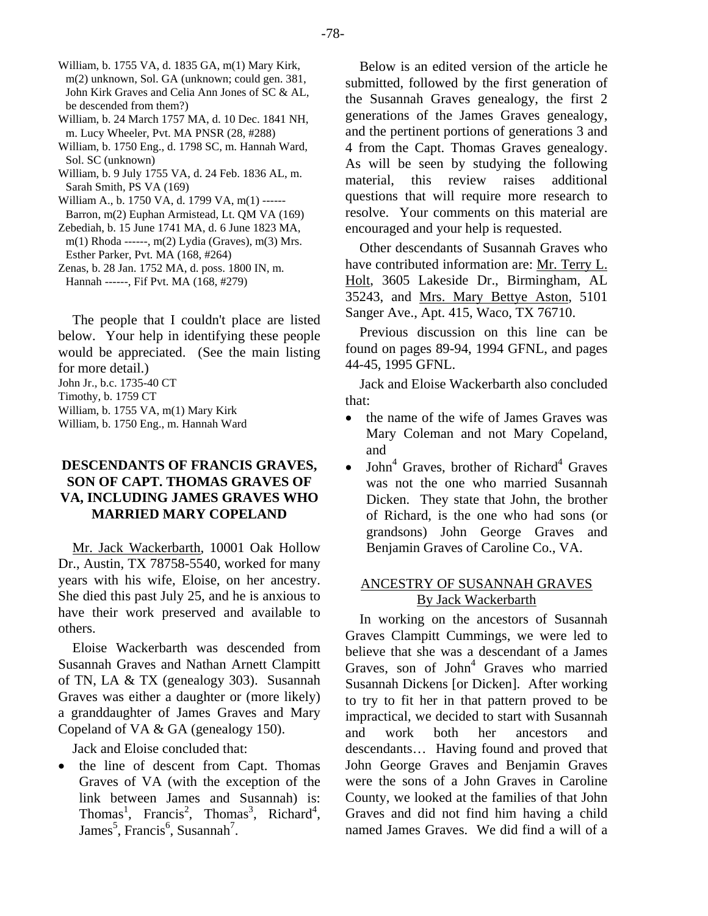William, b. 1755 VA, d. 1835 GA, m(1) Mary Kirk, m(2) unknown, Sol. GA (unknown; could gen. 381, John Kirk Graves and Celia Ann Jones of SC & AL, be descended from them?)

William, b. 24 March 1757 MA, d. 10 Dec. 1841 NH, m. Lucy Wheeler, Pvt. MA PNSR (28, #288)

William, b. 1750 Eng., d. 1798 SC, m. Hannah Ward, Sol. SC (unknown)

William, b. 9 July 1755 VA, d. 24 Feb. 1836 AL, m. Sarah Smith, PS VA (169)

William A., b. 1750 VA, d. 1799 VA, m(1) ------ Barron, m(2) Euphan Armistead, Lt. QM VA (169)

Zebediah, b. 15 June 1741 MA, d. 6 June 1823 MA, m(1) Rhoda ------, m(2) Lydia (Graves), m(3) Mrs. Esther Parker, Pvt. MA (168, #264)

Zenas, b. 28 Jan. 1752 MA, d. poss. 1800 IN, m. Hannah ------, Fif Pvt. MA (168, #279)

The people that I couldn't place are listed below. Your help in identifying these people would be appreciated. (See the main listing for more detail.)

John Jr., b.c. 1735-40 CT
Timothy, b. 1759 CT
William, b. 1755 VA, m(1) Mary Kirk
William, b. 1750 Eng., m. Hannah Ward

## DESCENDANTS OF FRANCIS GRAVES, SON OF CAPT. THOMAS GRAVES OF VA, INCLUDING JAMES GRAVES WHO MARRIED MARY COPELAND

Mr. Jack Wackerbarth, 10001 Oak Hollow Dr., Austin, TX 78758-5540, worked for many years with his wife, Eloise, on her ancestry. She died this past July 25, and he is anxious to have their work preserved and available to others.

Eloise Wackerbarth was descended from Susannah Graves and Nathan Arnett Clampitt of TN, LA & TX (genealogy 303). Susannah Graves was either a daughter or (more likely) a granddaughter of James Graves and Mary Copeland of VA & GA (genealogy 150).

Jack and Eloise concluded that:

- the line of descent from Capt. Thomas Graves of VA (with the exception of the link between James and Susannah) is: Thomas[1], Francis[2], Thomas[3], Richard[4], James[5], Francis[6], Susannah[7].

Below is an edited version of the article he submitted, followed by the first generation of the Susannah Graves genealogy, the first 2 generations of the James Graves genealogy, and the pertinent portions of generations 3 and 4 from the Capt. Thomas Graves genealogy. As will be seen by studying the following material, this review raises additional questions that will require more research to resolve. Your comments on this material are encouraged and your help is requested.

Other descendants of Susannah Graves who have contributed information are: Mr. Terry L. Holt, 3605 Lakeside Dr., Birmingham, AL 35243, and Mrs. Mary Bettye Aston, 5101 Sanger Ave., Apt. 415, Waco, TX 76710.

Previous discussion on this line can be found on pages 89-94, 1994 GFNL, and pages 44-45, 1995 GFNL.

Jack and Eloise Wackerbarth also concluded that:

- the name of the wife of James Graves was Mary Coleman and not Mary Copeland, and
- John[4] Graves, brother of Richard[4] Graves was not the one who married Susannah Dicken. They state that John, the brother of Richard, is the one who had sons (or grandsons) John George Graves and Benjamin Graves of Caroline Co., VA.

### ANCESTRY OF SUSANNAH GRAVES
### By Jack Wackerbarth

In working on the ancestors of Susannah Graves Clampitt Cummings, we were led to believe that she was a descendant of a James Graves, son of John[4] Graves who married Susannah Dickens [or Dicken]. After working to try to fit her in that pattern proved to be impractical, we decided to start with Susannah and work both her ancestors and descendants… Having found and proved that John George Graves and Benjamin Graves were the sons of a John Graves in Caroline County, we looked at the families of that John Graves and did not find him having a child named James Graves. We did find a will of a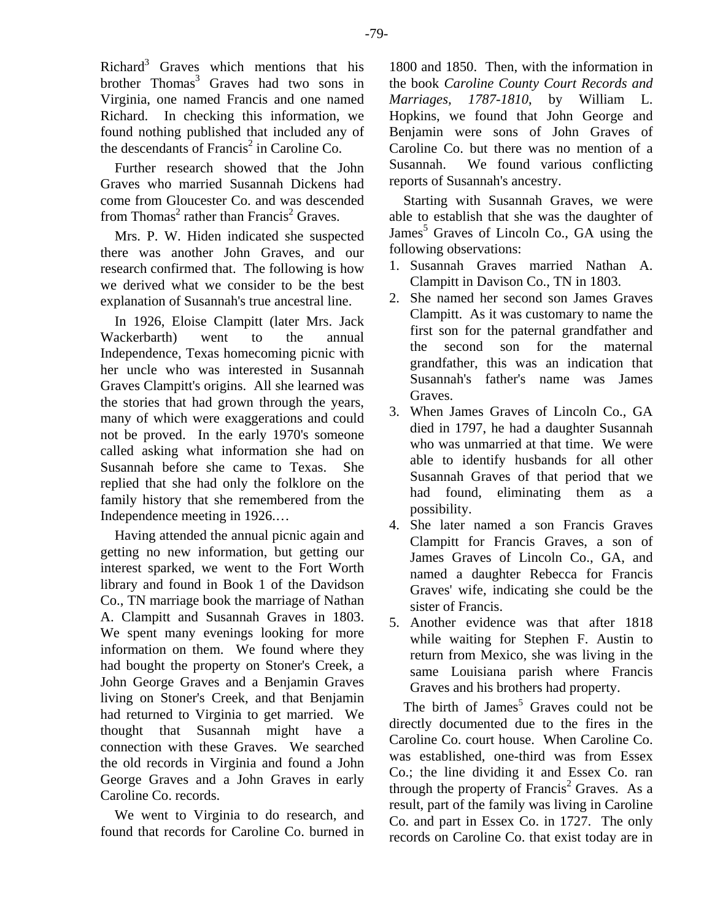Richard[3] Graves which mentions that his brother Thomas[3] Graves had two sons in Virginia, one named Francis and one named Richard. In checking this information, we found nothing published that included any of the descendants of Francis[2] in Caroline Co.

Further research showed that the John Graves who married Susannah Dickens had come from Gloucester Co. and was descended from Thomas[2] rather than Francis[2] Graves.

Mrs. P. W. Hiden indicated she suspected there was another John Graves, and our research confirmed that. The following is how we derived what we consider to be the best explanation of Susannah's true ancestral line.

In 1926, Eloise Clampitt (later Mrs. Jack Wackerbarth) went to the annual Independence, Texas homecoming picnic with her uncle who was interested in Susannah Graves Clampitt's origins. All she learned was the stories that had grown through the years, many of which were exaggerations and could not be proved. In the early 1970's someone called asking what information she had on Susannah before she came to Texas. She replied that she had only the folklore on the family history that she remembered from the Independence meeting in 1926.…

Having attended the annual picnic again and getting no new information, but getting our interest sparked, we went to the Fort Worth library and found in Book 1 of the Davidson Co., TN marriage book the marriage of Nathan A. Clampitt and Susannah Graves in 1803. We spent many evenings looking for more information on them. We found where they had bought the property on Stoner's Creek, a John George Graves and a Benjamin Graves living on Stoner's Creek, and that Benjamin had returned to Virginia to get married. We thought that Susannah might have a connection with these Graves. We searched the old records in Virginia and found a John George Graves and a John Graves in early Caroline Co. records.

We went to Virginia to do research, and found that records for Caroline Co. burned in 1800 and 1850. Then, with the information in the book *Caroline County Court Records and Marriages, 1787-1810*, by William L. Hopkins, we found that John George and Benjamin were sons of John Graves of Caroline Co. but there was no mention of a Susannah. We found various conflicting reports of Susannah's ancestry.

Starting with Susannah Graves, we were able to establish that she was the daughter of James[5] Graves of Lincoln Co., GA using the following observations:

1. Susannah Graves married Nathan A. Clampitt in Davison Co., TN in 1803.
2. She named her second son James Graves Clampitt. As it was customary to name the first son for the paternal grandfather and the second son for the maternal grandfather, this was an indication that Susannah's father's name was James Graves.
3. When James Graves of Lincoln Co., GA died in 1797, he had a daughter Susannah who was unmarried at that time. We were able to identify husbands for all other Susannah Graves of that period that we had found, eliminating them as a possibility.
4. She later named a son Francis Graves Clampitt for Francis Graves, a son of James Graves of Lincoln Co., GA, and named a daughter Rebecca for Francis Graves' wife, indicating she could be the sister of Francis.
5. Another evidence was that after 1818 while waiting for Stephen F. Austin to return from Mexico, she was living in the same Louisiana parish where Francis Graves and his brothers had property.

The birth of James[5] Graves could not be directly documented due to the fires in the Caroline Co. court house. When Caroline Co. was established, one-third was from Essex Co.; the line dividing it and Essex Co. ran through the property of Francis[2] Graves. As a result, part of the family was living in Caroline Co. and part in Essex Co. in 1727. The only records on Caroline Co. that exist today are in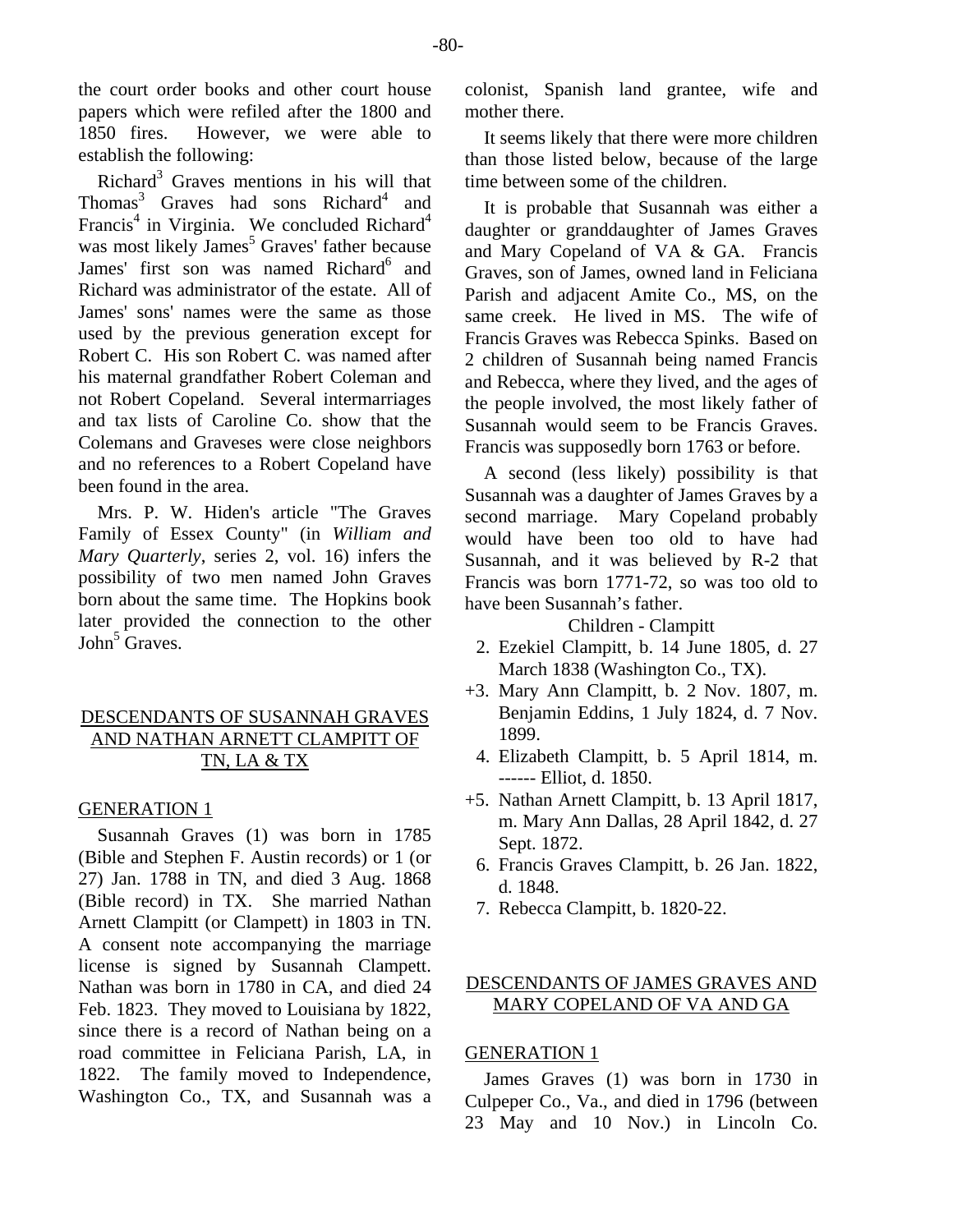the court order books and other court house papers which were refiled after the 1800 and 1850 fires. However, we were able to establish the following:

Richard[3] Graves mentions in his will that Thomas[3] Graves had sons Richard[4] and Francis[4] in Virginia. We concluded Richard[4] was most likely James[5] Graves' father because James' first son was named Richard[6] and Richard was administrator of the estate. All of James' sons' names were the same as those used by the previous generation except for Robert C. His son Robert C. was named after his maternal grandfather Robert Coleman and not Robert Copeland. Several intermarriages and tax lists of Caroline Co. show that the Colemans and Graveses were close neighbors and no references to a Robert Copeland have been found in the area.

Mrs. P. W. Hiden's article "The Graves Family of Essex County" (in *William and Mary Quarterly*, series 2, vol. 16) infers the possibility of two men named John Graves born about the same time. The Hopkins book later provided the connection to the other John[5] Graves.

## DESCENDANTS OF SUSANNAH GRAVES AND NATHAN ARNETT CLAMPITT OF TN, LA & TX

### GENERATION 1

Susannah Graves (1) was born in 1785 (Bible and Stephen F. Austin records) or 1 (or 27) Jan. 1788 in TN, and died 3 Aug. 1868 (Bible record) in TX. She married Nathan Arnett Clampitt (or Clampett) in 1803 in TN. A consent note accompanying the marriage license is signed by Susannah Clampett. Nathan was born in 1780 in CA, and died 24 Feb. 1823. They moved to Louisiana by 1822, since there is a record of Nathan being on a road committee in Feliciana Parish, LA, in 1822. The family moved to Independence, Washington Co., TX, and Susannah was a colonist, Spanish land grantee, wife and mother there.

It seems likely that there were more children than those listed below, because of the large time between some of the children.

It is probable that Susannah was either a daughter or granddaughter of James Graves and Mary Copeland of VA & GA. Francis Graves, son of James, owned land in Feliciana Parish and adjacent Amite Co., MS, on the same creek. He lived in MS. The wife of Francis Graves was Rebecca Spinks. Based on 2 children of Susannah being named Francis and Rebecca, where they lived, and the ages of the people involved, the most likely father of Susannah would seem to be Francis Graves. Francis was supposedly born 1763 or before.

A second (less likely) possibility is that Susannah was a daughter of James Graves by a second marriage. Mary Copeland probably would have been too old to have had Susannah, and it was believed by R-2 that Francis was born 1771-72, so was too old to have been Susannah's father.

Children - Clampitt

- 2. Ezekiel Clampitt, b. 14 June 1805, d. 27 March 1838 (Washington Co., TX).
- +3. Mary Ann Clampitt, b. 2 Nov. 1807, m. Benjamin Eddins, 1 July 1824, d. 7 Nov. 1899.
- 4. Elizabeth Clampitt, b. 5 April 1814, m. ------ Elliot, d. 1850.
- +5. Nathan Arnett Clampitt, b. 13 April 1817, m. Mary Ann Dallas, 28 April 1842, d. 27 Sept. 1872.
- 6. Francis Graves Clampitt, b. 26 Jan. 1822, d. 1848.
- 7. Rebecca Clampitt, b. 1820-22.

## DESCENDANTS OF JAMES GRAVES AND MARY COPELAND OF VA AND GA

### GENERATION 1

James Graves (1) was born in 1730 in Culpeper Co., Va., and died in 1796 (between 23 May and 10 Nov.) in Lincoln Co.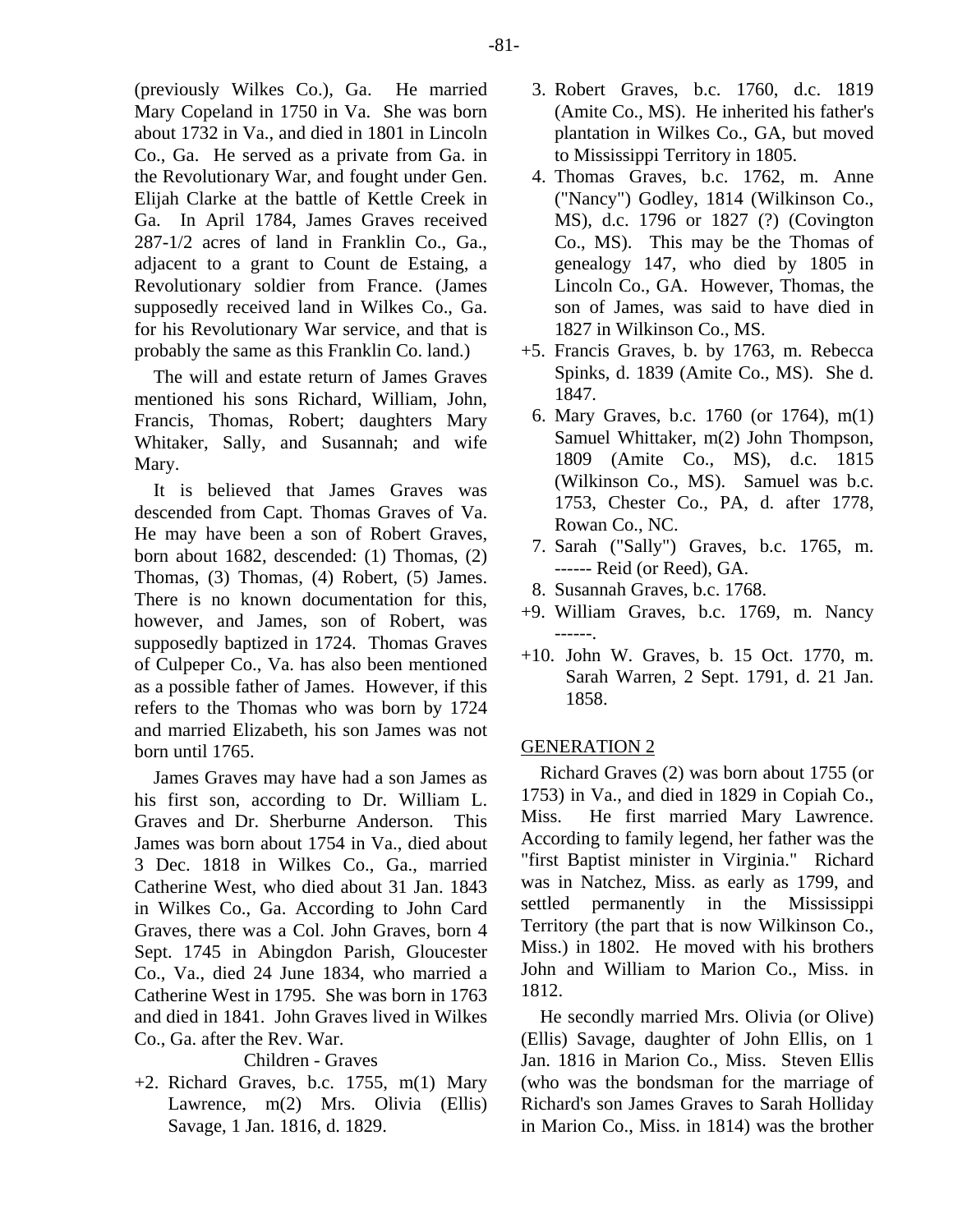(previously Wilkes Co.), Ga. He married Mary Copeland in 1750 in Va. She was born about 1732 in Va., and died in 1801 in Lincoln Co., Ga. He served as a private from Ga. in the Revolutionary War, and fought under Gen. Elijah Clarke at the battle of Kettle Creek in Ga. In April 1784, James Graves received 287-1/2 acres of land in Franklin Co., Ga., adjacent to a grant to Count de Estaing, a Revolutionary soldier from France. (James supposedly received land in Wilkes Co., Ga. for his Revolutionary War service, and that is probably the same as this Franklin Co. land.)

The will and estate return of James Graves mentioned his sons Richard, William, John, Francis, Thomas, Robert; daughters Mary Whitaker, Sally, and Susannah; and wife Mary.

It is believed that James Graves was descended from Capt. Thomas Graves of Va. He may have been a son of Robert Graves, born about 1682, descended: (1) Thomas, (2) Thomas, (3) Thomas, (4) Robert, (5) James. There is no known documentation for this, however, and James, son of Robert, was supposedly baptized in 1724. Thomas Graves of Culpeper Co., Va. has also been mentioned as a possible father of James. However, if this refers to the Thomas who was born by 1724 and married Elizabeth, his son James was not born until 1765.

James Graves may have had a son James as his first son, according to Dr. William L. Graves and Dr. Sherburne Anderson. This James was born about 1754 in Va., died about 3 Dec. 1818 in Wilkes Co., Ga., married Catherine West, who died about 31 Jan. 1843 in Wilkes Co., Ga. According to John Card Graves, there was a Col. John Graves, born 4 Sept. 1745 in Abingdon Parish, Gloucester Co., Va., died 24 June 1834, who married a Catherine West in 1795. She was born in 1763 and died in 1841. John Graves lived in Wilkes Co., Ga. after the Rev. War.

Children - Graves

+2. Richard Graves, b.c. 1755, m(1) Mary Lawrence, m(2) Mrs. Olivia (Ellis) Savage, 1 Jan. 1816, d. 1829.

3. Robert Graves, b.c. 1760, d.c. 1819 (Amite Co., MS). He inherited his father's plantation in Wilkes Co., GA, but moved to Mississippi Territory in 1805.

4. Thomas Graves, b.c. 1762, m. Anne ("Nancy") Godley, 1814 (Wilkinson Co., MS), d.c. 1796 or 1827 (?) (Covington Co., MS). This may be the Thomas of genealogy 147, who died by 1805 in Lincoln Co., GA. However, Thomas, the son of James, was said to have died in 1827 in Wilkinson Co., MS.

+5. Francis Graves, b. by 1763, m. Rebecca Spinks, d. 1839 (Amite Co., MS). She d. 1847.

6. Mary Graves, b.c. 1760 (or 1764), m(1) Samuel Whittaker, m(2) John Thompson, 1809 (Amite Co., MS), d.c. 1815 (Wilkinson Co., MS). Samuel was b.c. 1753, Chester Co., PA, d. after 1778, Rowan Co., NC.

7. Sarah ("Sally") Graves, b.c. 1765, m. ------ Reid (or Reed), GA.

8. Susannah Graves, b.c. 1768.

+9. William Graves, b.c. 1769, m. Nancy ------.

+10. John W. Graves, b. 15 Oct. 1770, m. Sarah Warren, 2 Sept. 1791, d. 21 Jan. 1858.

GENERATION 2

Richard Graves (2) was born about 1755 (or 1753) in Va., and died in 1829 in Copiah Co., Miss. He first married Mary Lawrence. According to family legend, her father was the "first Baptist minister in Virginia." Richard was in Natchez, Miss. as early as 1799, and settled permanently in the Mississippi Territory (the part that is now Wilkinson Co., Miss.) in 1802. He moved with his brothers John and William to Marion Co., Miss. in 1812.

He secondly married Mrs. Olivia (or Olive) (Ellis) Savage, daughter of John Ellis, on 1 Jan. 1816 in Marion Co., Miss. Steven Ellis (who was the bondsman for the marriage of Richard's son James Graves to Sarah Holliday in Marion Co., Miss. in 1814) was the brother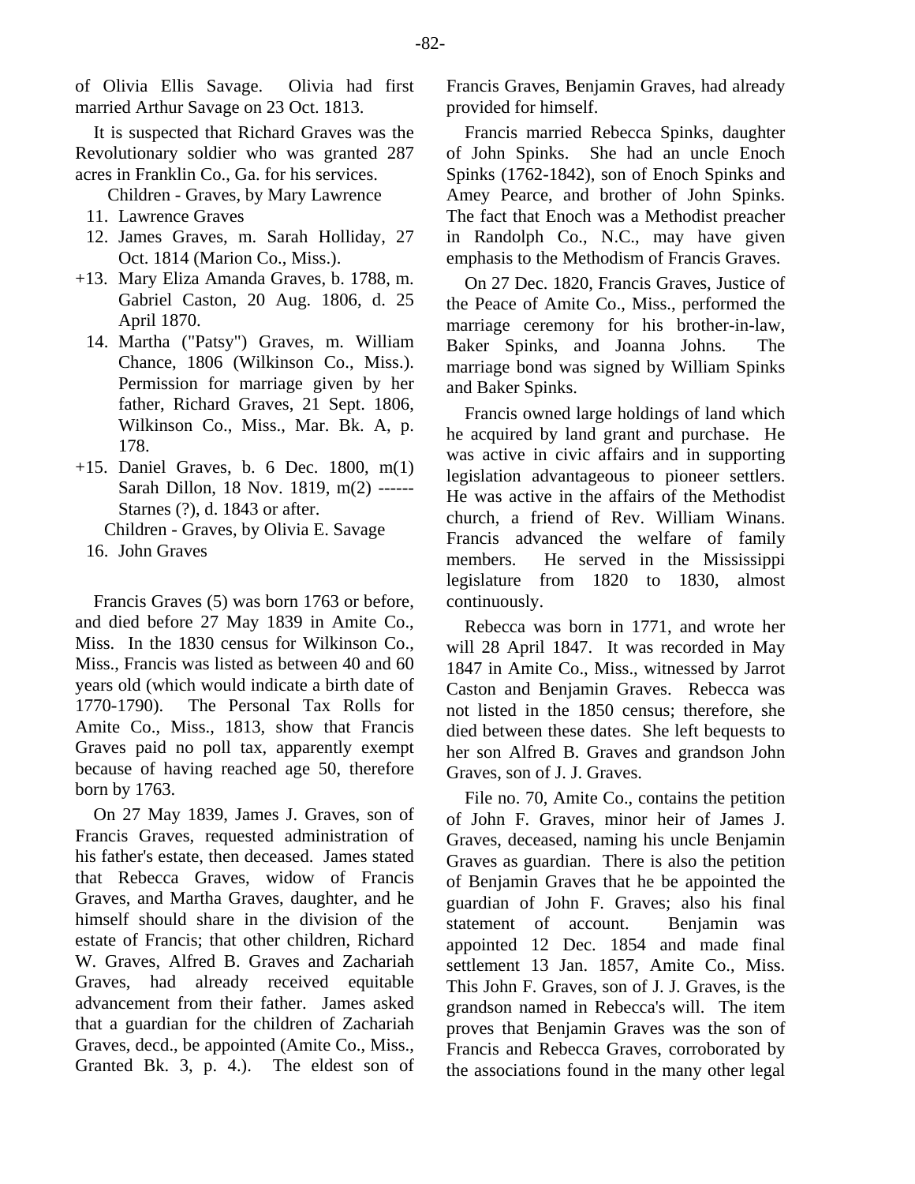of Olivia Ellis Savage. Olivia had first married Arthur Savage on 23 Oct. 1813.

It is suspected that Richard Graves was the Revolutionary soldier who was granted 287 acres in Franklin Co., Ga. for his services.

Children - Graves, by Mary Lawrence

11. Lawrence Graves
12. James Graves, m. Sarah Holliday, 27 Oct. 1814 (Marion Co., Miss.).
+13. Mary Eliza Amanda Graves, b. 1788, m. Gabriel Caston, 20 Aug. 1806, d. 25 April 1870.
14. Martha ("Patsy") Graves, m. William Chance, 1806 (Wilkinson Co., Miss.). Permission for marriage given by her father, Richard Graves, 21 Sept. 1806, Wilkinson Co., Miss., Mar. Bk. A, p. 178.
+15. Daniel Graves, b. 6 Dec. 1800, m(1) Sarah Dillon, 18 Nov. 1819, m(2) ------ Starnes (?), d. 1843 or after.

Children - Graves, by Olivia E. Savage

16. John Graves

Francis Graves (5) was born 1763 or before, and died before 27 May 1839 in Amite Co., Miss. In the 1830 census for Wilkinson Co., Miss., Francis was listed as between 40 and 60 years old (which would indicate a birth date of 1770-1790). The Personal Tax Rolls for Amite Co., Miss., 1813, show that Francis Graves paid no poll tax, apparently exempt because of having reached age 50, therefore born by 1763.

On 27 May 1839, James J. Graves, son of Francis Graves, requested administration of his father's estate, then deceased. James stated that Rebecca Graves, widow of Francis Graves, and Martha Graves, daughter, and he himself should share in the division of the estate of Francis; that other children, Richard W. Graves, Alfred B. Graves and Zachariah Graves, had already received equitable advancement from their father. James asked that a guardian for the children of Zachariah Graves, decd., be appointed (Amite Co., Miss., Granted Bk. 3, p. 4.). The eldest son of Francis Graves, Benjamin Graves, had already provided for himself.

Francis married Rebecca Spinks, daughter of John Spinks. She had an uncle Enoch Spinks (1762-1842), son of Enoch Spinks and Amey Pearce, and brother of John Spinks. The fact that Enoch was a Methodist preacher in Randolph Co., N.C., may have given emphasis to the Methodism of Francis Graves.

On 27 Dec. 1820, Francis Graves, Justice of the Peace of Amite Co., Miss., performed the marriage ceremony for his brother-in-law, Baker Spinks, and Joanna Johns. The marriage bond was signed by William Spinks and Baker Spinks.

Francis owned large holdings of land which he acquired by land grant and purchase. He was active in civic affairs and in supporting legislation advantageous to pioneer settlers. He was active in the affairs of the Methodist church, a friend of Rev. William Winans. Francis advanced the welfare of family members. He served in the Mississippi legislature from 1820 to 1830, almost continuously.

Rebecca was born in 1771, and wrote her will 28 April 1847. It was recorded in May 1847 in Amite Co., Miss., witnessed by Jarrot Caston and Benjamin Graves. Rebecca was not listed in the 1850 census; therefore, she died between these dates. She left bequests to her son Alfred B. Graves and grandson John Graves, son of J. J. Graves.

File no. 70, Amite Co., contains the petition of John F. Graves, minor heir of James J. Graves, deceased, naming his uncle Benjamin Graves as guardian. There is also the petition of Benjamin Graves that he be appointed the guardian of John F. Graves; also his final statement of account. Benjamin was appointed 12 Dec. 1854 and made final settlement 13 Jan. 1857, Amite Co., Miss. This John F. Graves, son of J. J. Graves, is the grandson named in Rebecca's will. The item proves that Benjamin Graves was the son of Francis and Rebecca Graves, corroborated by the associations found in the many other legal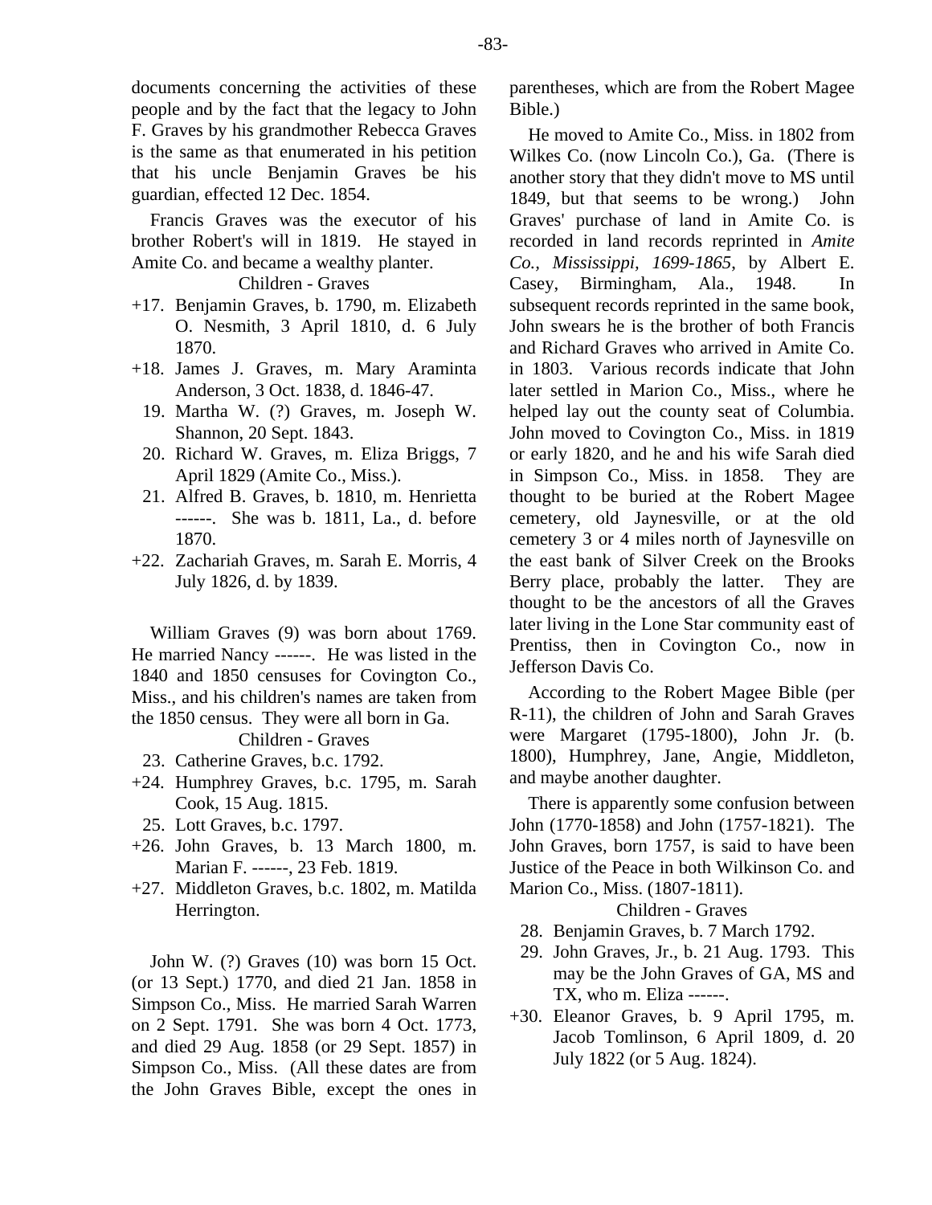documents concerning the activities of these people and by the fact that the legacy to John F. Graves by his grandmother Rebecca Graves is the same as that enumerated in his petition that his uncle Benjamin Graves be his guardian, effected 12 Dec. 1854.

Francis Graves was the executor of his brother Robert's will in 1819. He stayed in Amite Co. and became a wealthy planter.

Children - Graves

+17. Benjamin Graves, b. 1790, m. Elizabeth O. Nesmith, 3 April 1810, d. 6 July 1870.
+18. James J. Graves, m. Mary Araminta Anderson, 3 Oct. 1838, d. 1846-47.
19. Martha W. (?) Graves, m. Joseph W. Shannon, 20 Sept. 1843.
20. Richard W. Graves, m. Eliza Briggs, 7 April 1829 (Amite Co., Miss.).
21. Alfred B. Graves, b. 1810, m. Henrietta ------. She was b. 1811, La., d. before 1870.
+22. Zachariah Graves, m. Sarah E. Morris, 4 July 1826, d. by 1839.

William Graves (9) was born about 1769. He married Nancy ------. He was listed in the 1840 and 1850 censuses for Covington Co., Miss., and his children's names are taken from the 1850 census. They were all born in Ga.

Children - Graves

23. Catherine Graves, b.c. 1792.
+24. Humphrey Graves, b.c. 1795, m. Sarah Cook, 15 Aug. 1815.
25. Lott Graves, b.c. 1797.
+26. John Graves, b. 13 March 1800, m. Marian F. ------, 23 Feb. 1819.
+27. Middleton Graves, b.c. 1802, m. Matilda Herrington.

John W. (?) Graves (10) was born 15 Oct. (or 13 Sept.) 1770, and died 21 Jan. 1858 in Simpson Co., Miss. He married Sarah Warren on 2 Sept. 1791. She was born 4 Oct. 1773, and died 29 Aug. 1858 (or 29 Sept. 1857) in Simpson Co., Miss. (All these dates are from the John Graves Bible, except the ones in parentheses, which are from the Robert Magee Bible.)

He moved to Amite Co., Miss. in 1802 from Wilkes Co. (now Lincoln Co.), Ga. (There is another story that they didn't move to MS until 1849, but that seems to be wrong.) John Graves' purchase of land in Amite Co. is recorded in land records reprinted in *Amite Co., Mississippi, 1699-1865*, by Albert E. Casey, Birmingham, Ala., 1948. In subsequent records reprinted in the same book, John swears he is the brother of both Francis and Richard Graves who arrived in Amite Co. in 1803. Various records indicate that John later settled in Marion Co., Miss., where he helped lay out the county seat of Columbia. John moved to Covington Co., Miss. in 1819 or early 1820, and he and his wife Sarah died in Simpson Co., Miss. in 1858. They are thought to be buried at the Robert Magee cemetery, old Jaynesville, or at the old cemetery 3 or 4 miles north of Jaynesville on the east bank of Silver Creek on the Brooks Berry place, probably the latter. They are thought to be the ancestors of all the Graves later living in the Lone Star community east of Prentiss, then in Covington Co., now in Jefferson Davis Co.

According to the Robert Magee Bible (per R-11), the children of John and Sarah Graves were Margaret (1795-1800), John Jr. (b. 1800), Humphrey, Jane, Angie, Middleton, and maybe another daughter.

There is apparently some confusion between John (1770-1858) and John (1757-1821). The John Graves, born 1757, is said to have been Justice of the Peace in both Wilkinson Co. and Marion Co., Miss. (1807-1811).

Children - Graves

28. Benjamin Graves, b. 7 March 1792.
29. John Graves, Jr., b. 21 Aug. 1793. This may be the John Graves of GA, MS and TX, who m. Eliza ------.
+30. Eleanor Graves, b. 9 April 1795, m. Jacob Tomlinson, 6 April 1809, d. 20 July 1822 (or 5 Aug. 1824).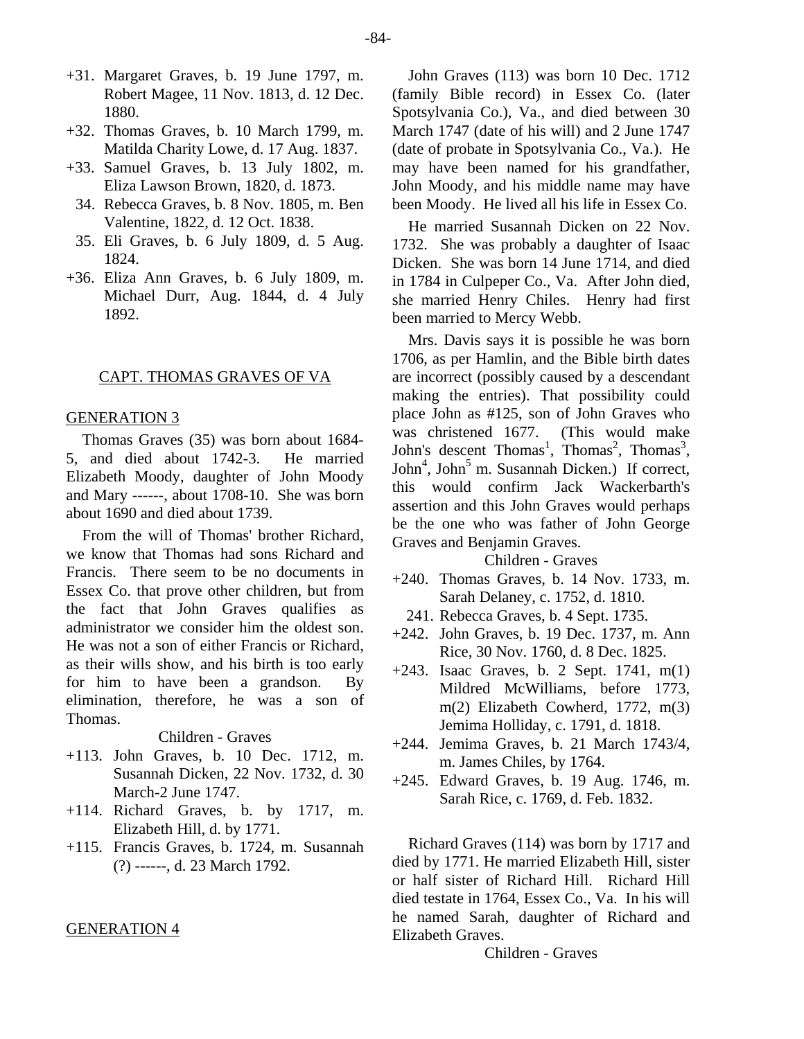+31. Margaret Graves, b. 19 June 1797, m. Robert Magee, 11 Nov. 1813, d. 12 Dec. 1880.
+32. Thomas Graves, b. 10 March 1799, m. Matilda Charity Lowe, d. 17 Aug. 1837.
+33. Samuel Graves, b. 13 July 1802, m. Eliza Lawson Brown, 1820, d. 1873.
34. Rebecca Graves, b. 8 Nov. 1805, m. Ben Valentine, 1822, d. 12 Oct. 1838.
35. Eli Graves, b. 6 July 1809, d. 5 Aug. 1824.
+36. Eliza Ann Graves, b. 6 July 1809, m. Michael Durr, Aug. 1844, d. 4 July 1892.

## CAPT. THOMAS GRAVES OF VA

### GENERATION 3

Thomas Graves (35) was born about 1684-5, and died about 1742-3. He married Elizabeth Moody, daughter of John Moody and Mary ------, about 1708-10. She was born about 1690 and died about 1739.

From the will of Thomas' brother Richard, we know that Thomas had sons Richard and Francis. There seem to be no documents in Essex Co. that prove other children, but from the fact that John Graves qualifies as administrator we consider him the oldest son. He was not a son of either Francis or Richard, as their wills show, and his birth is too early for him to have been a grandson. By elimination, therefore, he was a son of Thomas.

Children - Graves

+113. John Graves, b. 10 Dec. 1712, m. Susannah Dicken, 22 Nov. 1732, d. 30 March-2 June 1747.
+114. Richard Graves, b. by 1717, m. Elizabeth Hill, d. by 1771.
+115. Francis Graves, b. 1724, m. Susannah (?) ------, d. 23 March 1792.

### GENERATION 4

John Graves (113) was born 10 Dec. 1712 (family Bible record) in Essex Co. (later Spotsylvania Co.), Va., and died between 30 March 1747 (date of his will) and 2 June 1747 (date of probate in Spotsylvania Co., Va.). He may have been named for his grandfather, John Moody, and his middle name may have been Moody. He lived all his life in Essex Co.

He married Susannah Dicken on 22 Nov. 1732. She was probably a daughter of Isaac Dicken. She was born 14 June 1714, and died in 1784 in Culpeper Co., Va. After John died, she married Henry Chiles. Henry had first been married to Mercy Webb.

Mrs. Davis says it is possible he was born 1706, as per Hamlin, and the Bible birth dates are incorrect (possibly caused by a descendant making the entries). That possibility could place John as #125, son of John Graves who was christened 1677. (This would make John's descent Thomas[1], Thomas[2], Thomas[3], John[4], John[5] m. Susannah Dicken.) If correct, this would confirm Jack Wackerbarth's assertion and this John Graves would perhaps be the one who was father of John George Graves and Benjamin Graves.

Children - Graves

+240. Thomas Graves, b. 14 Nov. 1733, m. Sarah Delaney, c. 1752, d. 1810.
241. Rebecca Graves, b. 4 Sept. 1735.
+242. John Graves, b. 19 Dec. 1737, m. Ann Rice, 30 Nov. 1760, d. 8 Dec. 1825.
+243. Isaac Graves, b. 2 Sept. 1741, m(1) Mildred McWilliams, before 1773, m(2) Elizabeth Cowherd, 1772, m(3) Jemima Holliday, c. 1791, d. 1818.
+244. Jemima Graves, b. 21 March 1743/4, m. James Chiles, by 1764.
+245. Edward Graves, b. 19 Aug. 1746, m. Sarah Rice, c. 1769, d. Feb. 1832.

Richard Graves (114) was born by 1717 and died by 1771. He married Elizabeth Hill, sister or half sister of Richard Hill. Richard Hill died testate in 1764, Essex Co., Va. In his will he named Sarah, daughter of Richard and Elizabeth Graves.

Children - Graves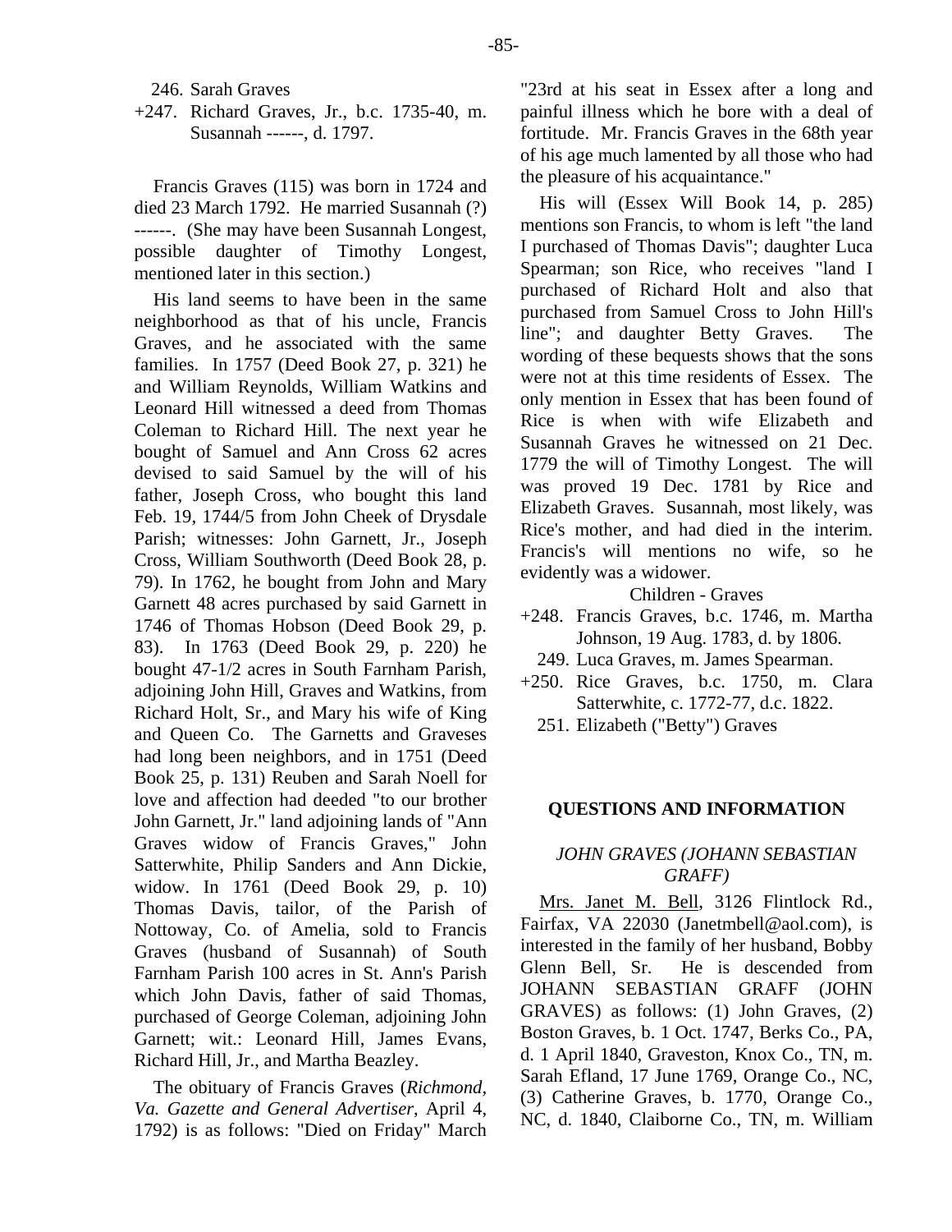246. Sarah Graves

+247. Richard Graves, Jr., b.c. 1735-40, m. Susannah ------, d. 1797.

Francis Graves (115) was born in 1724 and died 23 March 1792. He married Susannah (?) ------. (She may have been Susannah Longest, possible daughter of Timothy Longest, mentioned later in this section.)

His land seems to have been in the same neighborhood as that of his uncle, Francis Graves, and he associated with the same families. In 1757 (Deed Book 27, p. 321) he and William Reynolds, William Watkins and Leonard Hill witnessed a deed from Thomas Coleman to Richard Hill. The next year he bought of Samuel and Ann Cross 62 acres devised to said Samuel by the will of his father, Joseph Cross, who bought this land Feb. 19, 1744/5 from John Cheek of Drysdale Parish; witnesses: John Garnett, Jr., Joseph Cross, William Southworth (Deed Book 28, p. 79). In 1762, he bought from John and Mary Garnett 48 acres purchased by said Garnett in 1746 of Thomas Hobson (Deed Book 29, p. 83). In 1763 (Deed Book 29, p. 220) he bought 47-1/2 acres in South Farnham Parish, adjoining John Hill, Graves and Watkins, from Richard Holt, Sr., and Mary his wife of King and Queen Co. The Garnetts and Graveses had long been neighbors, and in 1751 (Deed Book 25, p. 131) Reuben and Sarah Noell for love and affection had deeded "to our brother John Garnett, Jr." land adjoining lands of "Ann Graves widow of Francis Graves," John Satterwhite, Philip Sanders and Ann Dickie, widow. In 1761 (Deed Book 29, p. 10) Thomas Davis, tailor, of the Parish of Nottoway, Co. of Amelia, sold to Francis Graves (husband of Susannah) of South Farnham Parish 100 acres in St. Ann's Parish which John Davis, father of said Thomas, purchased of George Coleman, adjoining John Garnett; wit.: Leonard Hill, James Evans, Richard Hill, Jr., and Martha Beazley.

The obituary of Francis Graves (*Richmond, Va. Gazette and General Advertiser*, April 4, 1792) is as follows: "Died on Friday" March "23rd at his seat in Essex after a long and painful illness which he bore with a deal of fortitude. Mr. Francis Graves in the 68th year of his age much lamented by all those who had the pleasure of his acquaintance."

His will (Essex Will Book 14, p. 285) mentions son Francis, to whom is left "the land I purchased of Thomas Davis"; daughter Luca Spearman; son Rice, who receives "land I purchased of Richard Holt and also that purchased from Samuel Cross to John Hill's line"; and daughter Betty Graves. The wording of these bequests shows that the sons were not at this time residents of Essex. The only mention in Essex that has been found of Rice is when with wife Elizabeth and Susannah Graves he witnessed on 21 Dec. 1779 the will of Timothy Longest. The will was proved 19 Dec. 1781 by Rice and Elizabeth Graves. Susannah, most likely, was Rice's mother, and had died in the interim. Francis's will mentions no wife, so he evidently was a widower.

Children - Graves

+248. Francis Graves, b.c. 1746, m. Martha Johnson, 19 Aug. 1783, d. by 1806.

249. Luca Graves, m. James Spearman.

+250. Rice Graves, b.c. 1750, m. Clara Satterwhite, c. 1772-77, d.c. 1822.

251. Elizabeth ("Betty") Graves

## QUESTIONS AND INFORMATION

### *JOHN GRAVES (JOHANN SEBASTIAN GRAFF)*

Mrs. Janet M. Bell, 3126 Flintlock Rd., Fairfax, VA 22030 (Janetmbell@aol.com), is interested in the family of her husband, Bobby Glenn Bell, Sr. He is descended from JOHANN SEBASTIAN GRAFF (JOHN GRAVES) as follows: (1) John Graves, (2) Boston Graves, b. 1 Oct. 1747, Berks Co., PA, d. 1 April 1840, Graveston, Knox Co., TN, m. Sarah Efland, 17 June 1769, Orange Co., NC, (3) Catherine Graves, b. 1770, Orange Co., NC, d. 1840, Claiborne Co., TN, m. William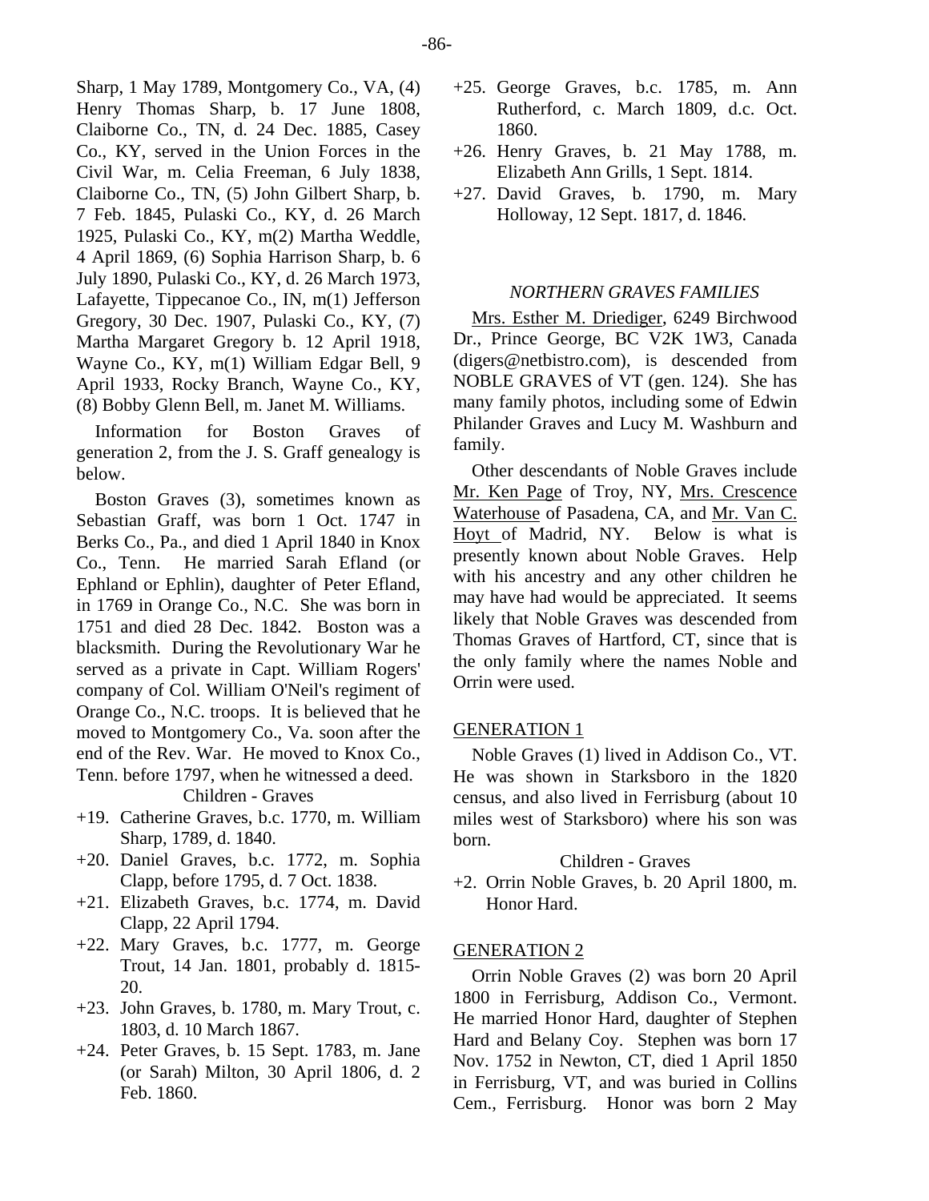Sharp, 1 May 1789, Montgomery Co., VA, (4) Henry Thomas Sharp, b. 17 June 1808, Claiborne Co., TN, d. 24 Dec. 1885, Casey Co., KY, served in the Union Forces in the Civil War, m. Celia Freeman, 6 July 1838, Claiborne Co., TN, (5) John Gilbert Sharp, b. 7 Feb. 1845, Pulaski Co., KY, d. 26 March 1925, Pulaski Co., KY, m(2) Martha Weddle, 4 April 1869, (6) Sophia Harrison Sharp, b. 6 July 1890, Pulaski Co., KY, d. 26 March 1973, Lafayette, Tippecanoe Co., IN, m(1) Jefferson Gregory, 30 Dec. 1907, Pulaski Co., KY, (7) Martha Margaret Gregory b. 12 April 1918, Wayne Co., KY, m(1) William Edgar Bell, 9 April 1933, Rocky Branch, Wayne Co., KY, (8) Bobby Glenn Bell, m. Janet M. Williams.

Information for Boston Graves of generation 2, from the J. S. Graff genealogy is below.

Boston Graves (3), sometimes known as Sebastian Graff, was born 1 Oct. 1747 in Berks Co., Pa., and died 1 April 1840 in Knox Co., Tenn. He married Sarah Efland (or Ephland or Ephlin), daughter of Peter Efland, in 1769 in Orange Co., N.C. She was born in 1751 and died 28 Dec. 1842. Boston was a blacksmith. During the Revolutionary War he served as a private in Capt. William Rogers' company of Col. William O'Neil's regiment of Orange Co., N.C. troops. It is believed that he moved to Montgomery Co., Va. soon after the end of the Rev. War. He moved to Knox Co., Tenn. before 1797, when he witnessed a deed.

Children - Graves

- +19. Catherine Graves, b.c. 1770, m. William Sharp, 1789, d. 1840.
- +20. Daniel Graves, b.c. 1772, m. Sophia Clapp, before 1795, d. 7 Oct. 1838.
- +21. Elizabeth Graves, b.c. 1774, m. David Clapp, 22 April 1794.
- +22. Mary Graves, b.c. 1777, m. George Trout, 14 Jan. 1801, probably d. 1815-20.
- +23. John Graves, b. 1780, m. Mary Trout, c. 1803, d. 10 March 1867.
- +24. Peter Graves, b. 15 Sept. 1783, m. Jane (or Sarah) Milton, 30 April 1806, d. 2 Feb. 1860.
- +25. George Graves, b.c. 1785, m. Ann Rutherford, c. March 1809, d.c. Oct. 1860.
- +26. Henry Graves, b. 21 May 1788, m. Elizabeth Ann Grills, 1 Sept. 1814.
- +27. David Graves, b. 1790, m. Mary Holloway, 12 Sept. 1817, d. 1846.

## *NORTHERN GRAVES FAMILIES*

Mrs. Esther M. Driediger, 6249 Birchwood Dr., Prince George, BC V2K 1W3, Canada (digers@netbistro.com), is descended from NOBLE GRAVES of VT (gen. 124). She has many family photos, including some of Edwin Philander Graves and Lucy M. Washburn and family.

Other descendants of Noble Graves include Mr. Ken Page of Troy, NY, Mrs. Crescence Waterhouse of Pasadena, CA, and Mr. Van C. Hoyt of Madrid, NY. Below is what is presently known about Noble Graves. Help with his ancestry and any other children he may have had would be appreciated. It seems likely that Noble Graves was descended from Thomas Graves of Hartford, CT, since that is the only family where the names Noble and Orrin were used.

### GENERATION 1

Noble Graves (1) lived in Addison Co., VT. He was shown in Starksboro in the 1820 census, and also lived in Ferrisburg (about 10 miles west of Starksboro) where his son was born.

Children - Graves

- +2. Orrin Noble Graves, b. 20 April 1800, m. Honor Hard.

### GENERATION 2

Orrin Noble Graves (2) was born 20 April 1800 in Ferrisburg, Addison Co., Vermont. He married Honor Hard, daughter of Stephen Hard and Belany Coy. Stephen was born 17 Nov. 1752 in Newton, CT, died 1 April 1850 in Ferrisburg, VT, and was buried in Collins Cem., Ferrisburg. Honor was born 2 May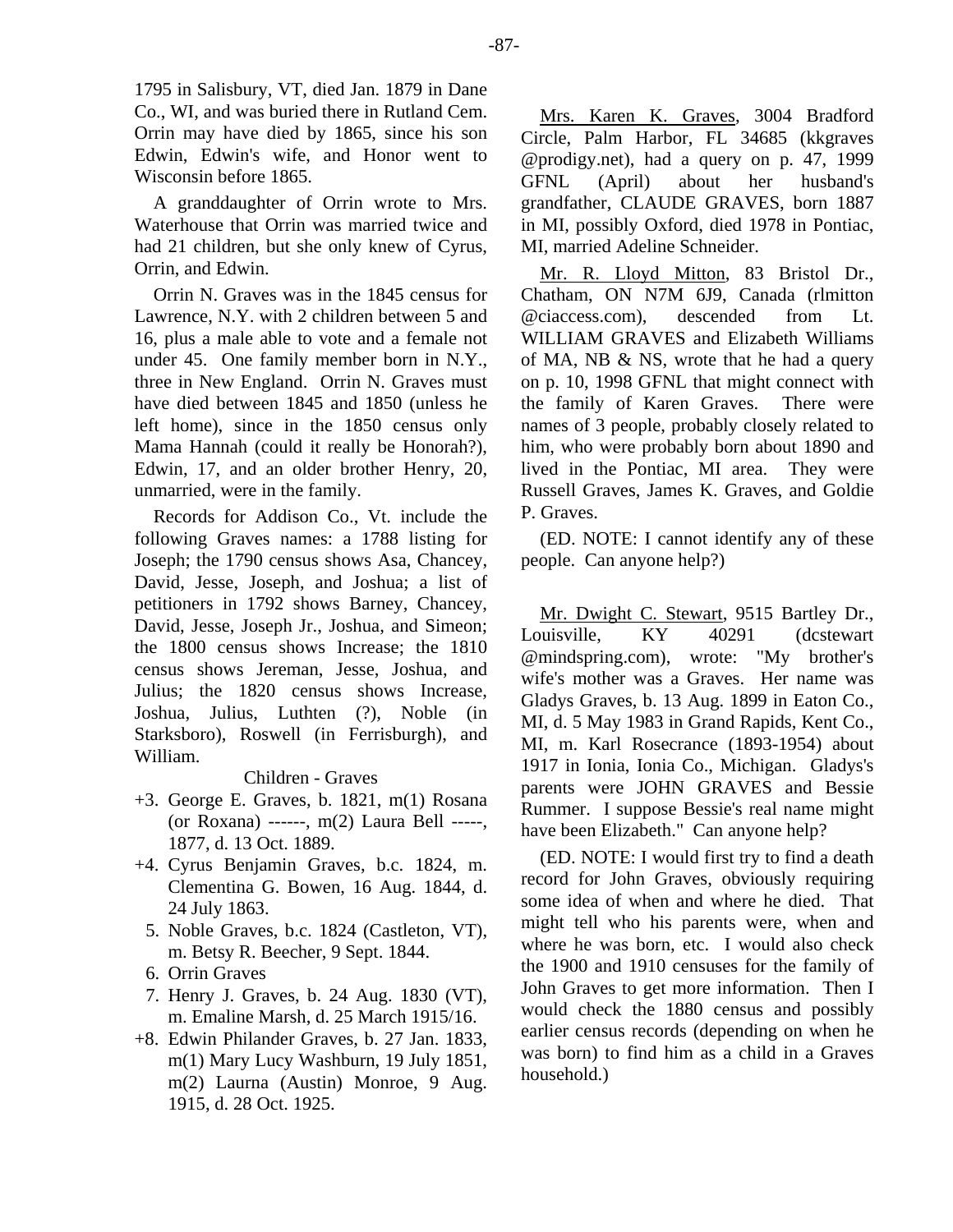1795 in Salisbury, VT, died Jan. 1879 in Dane Co., WI, and was buried there in Rutland Cem. Orrin may have died by 1865, since his son Edwin, Edwin's wife, and Honor went to Wisconsin before 1865.

A granddaughter of Orrin wrote to Mrs. Waterhouse that Orrin was married twice and had 21 children, but she only knew of Cyrus, Orrin, and Edwin.

Orrin N. Graves was in the 1845 census for Lawrence, N.Y. with 2 children between 5 and 16, plus a male able to vote and a female not under 45. One family member born in N.Y., three in New England. Orrin N. Graves must have died between 1845 and 1850 (unless he left home), since in the 1850 census only Mama Hannah (could it really be Honorah?), Edwin, 17, and an older brother Henry, 20, unmarried, were in the family.

Records for Addison Co., Vt. include the following Graves names: a 1788 listing for Joseph; the 1790 census shows Asa, Chancey, David, Jesse, Joseph, and Joshua; a list of petitioners in 1792 shows Barney, Chancey, David, Jesse, Joseph Jr., Joshua, and Simeon; the 1800 census shows Increase; the 1810 census shows Jereman, Jesse, Joshua, and Julius; the 1820 census shows Increase, Joshua, Julius, Luthten (?), Noble (in Starksboro), Roswell (in Ferrisburgh), and William.

Children - Graves

+3. George E. Graves, b. 1821, m(1) Rosana (or Roxana) ------, m(2) Laura Bell -----, 1877, d. 13 Oct. 1889.

+4. Cyrus Benjamin Graves, b.c. 1824, m. Clementina G. Bowen, 16 Aug. 1844, d. 24 July 1863.

5. Noble Graves, b.c. 1824 (Castleton, VT), m. Betsy R. Beecher, 9 Sept. 1844.

6. Orrin Graves

7. Henry J. Graves, b. 24 Aug. 1830 (VT), m. Emaline Marsh, d. 25 March 1915/16.

+8. Edwin Philander Graves, b. 27 Jan. 1833, m(1) Mary Lucy Washburn, 19 July 1851, m(2) Laurna (Austin) Monroe, 9 Aug. 1915, d. 28 Oct. 1925.

Mrs. Karen K. Graves, 3004 Bradford Circle, Palm Harbor, FL 34685 (kkgraves @prodigy.net), had a query on p. 47, 1999 GFNL (April) about her husband's grandfather, CLAUDE GRAVES, born 1887 in MI, possibly Oxford, died 1978 in Pontiac, MI, married Adeline Schneider.

Mr. R. Lloyd Mitton, 83 Bristol Dr., Chatham, ON N7M 6J9, Canada (rlmitton @ciaccess.com), descended from Lt. WILLIAM GRAVES and Elizabeth Williams of MA, NB & NS, wrote that he had a query on p. 10, 1998 GFNL that might connect with the family of Karen Graves. There were names of 3 people, probably closely related to him, who were probably born about 1890 and lived in the Pontiac, MI area. They were Russell Graves, James K. Graves, and Goldie P. Graves.

(ED. NOTE: I cannot identify any of these people. Can anyone help?)

Mr. Dwight C. Stewart, 9515 Bartley Dr., Louisville, KY 40291 (dcstewart @mindspring.com), wrote: "My brother's wife's mother was a Graves. Her name was Gladys Graves, b. 13 Aug. 1899 in Eaton Co., MI, d. 5 May 1983 in Grand Rapids, Kent Co., MI, m. Karl Rosecrance (1893-1954) about 1917 in Ionia, Ionia Co., Michigan. Gladys's parents were JOHN GRAVES and Bessie Rummer. I suppose Bessie's real name might have been Elizabeth." Can anyone help?

(ED. NOTE: I would first try to find a death record for John Graves, obviously requiring some idea of when and where he died. That might tell who his parents were, when and where he was born, etc. I would also check the 1900 and 1910 censuses for the family of John Graves to get more information. Then I would check the 1880 census and possibly earlier census records (depending on when he was born) to find him as a child in a Graves household.)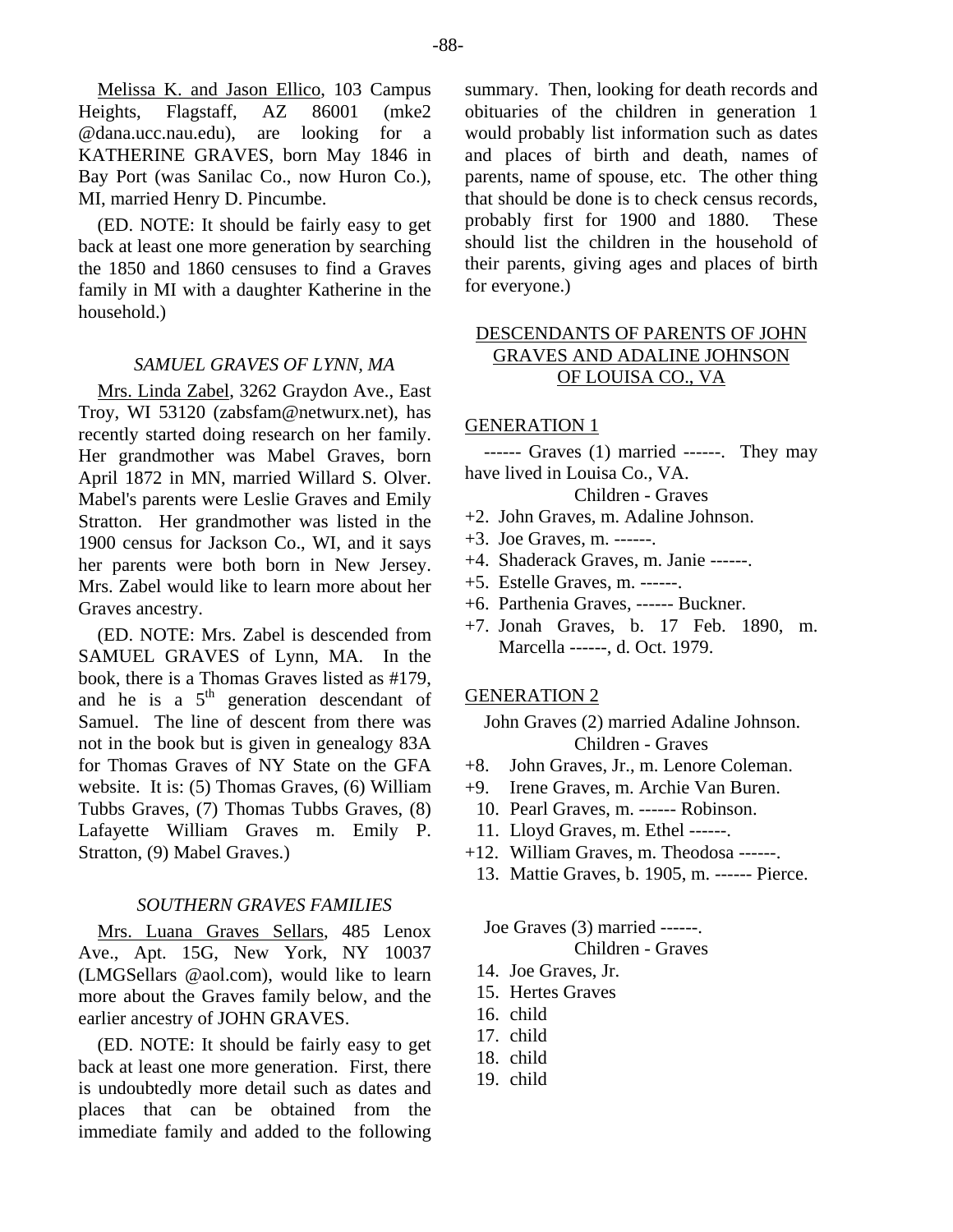Melissa K. and Jason Ellico, 103 Campus Heights, Flagstaff, AZ 86001 (mke2 @dana.ucc.nau.edu), are looking for a KATHERINE GRAVES, born May 1846 in Bay Port (was Sanilac Co., now Huron Co.), MI, married Henry D. Pincumbe.

(ED. NOTE: It should be fairly easy to get back at least one more generation by searching the 1850 and 1860 censuses to find a Graves family in MI with a daughter Katherine in the household.)

### *SAMUEL GRAVES OF LYNN, MA*

Mrs. Linda Zabel, 3262 Graydon Ave., East Troy, WI 53120 (zabsfam@netwurx.net), has recently started doing research on her family. Her grandmother was Mabel Graves, born April 1872 in MN, married Willard S. Olver. Mabel's parents were Leslie Graves and Emily Stratton. Her grandmother was listed in the 1900 census for Jackson Co., WI, and it says her parents were both born in New Jersey. Mrs. Zabel would like to learn more about her Graves ancestry.

(ED. NOTE: Mrs. Zabel is descended from SAMUEL GRAVES of Lynn, MA. In the book, there is a Thomas Graves listed as #179, and he is a 5th generation descendant of Samuel. The line of descent from there was not in the book but is given in genealogy 83A for Thomas Graves of NY State on the GFA website. It is: (5) Thomas Graves, (6) William Tubbs Graves, (7) Thomas Tubbs Graves, (8) Lafayette William Graves m. Emily P. Stratton, (9) Mabel Graves.)

### *SOUTHERN GRAVES FAMILIES*

Mrs. Luana Graves Sellars, 485 Lenox Ave., Apt. 15G, New York, NY 10037 (LMGSellars @aol.com), would like to learn more about the Graves family below, and the earlier ancestry of JOHN GRAVES.

(ED. NOTE: It should be fairly easy to get back at least one more generation. First, there is undoubtedly more detail such as dates and places that can be obtained from the immediate family and added to the following summary. Then, looking for death records and obituaries of the children in generation 1 would probably list information such as dates and places of birth and death, names of parents, name of spouse, etc. The other thing that should be done is to check census records, probably first for 1900 and 1880. These should list the children in the household of their parents, giving ages and places of birth for everyone.)

### DESCENDANTS OF PARENTS OF JOHN GRAVES AND ADALINE JOHNSON OF LOUISA CO., VA

#### GENERATION 1

------ Graves (1) married ------. They may have lived in Louisa Co., VA.

Children - Graves

+2. John Graves, m. Adaline Johnson.
+3. Joe Graves, m. ------.
+4. Shaderack Graves, m. Janie ------.
+5. Estelle Graves, m. ------.
+6. Parthenia Graves, ------ Buckner.
+7. Jonah Graves, b. 17 Feb. 1890, m. Marcella ------, d. Oct. 1979.

#### GENERATION 2

John Graves (2) married Adaline Johnson.

Children - Graves

+8. John Graves, Jr., m. Lenore Coleman.
+9. Irene Graves, m. Archie Van Buren.
10. Pearl Graves, m. ------ Robinson.
11. Lloyd Graves, m. Ethel ------.
+12. William Graves, m. Theodosa ------.
13. Mattie Graves, b. 1905, m. ------ Pierce.

Joe Graves (3) married ------.

Children - Graves

14. Joe Graves, Jr.
15. Hertes Graves
16. child
17. child
18. child
19. child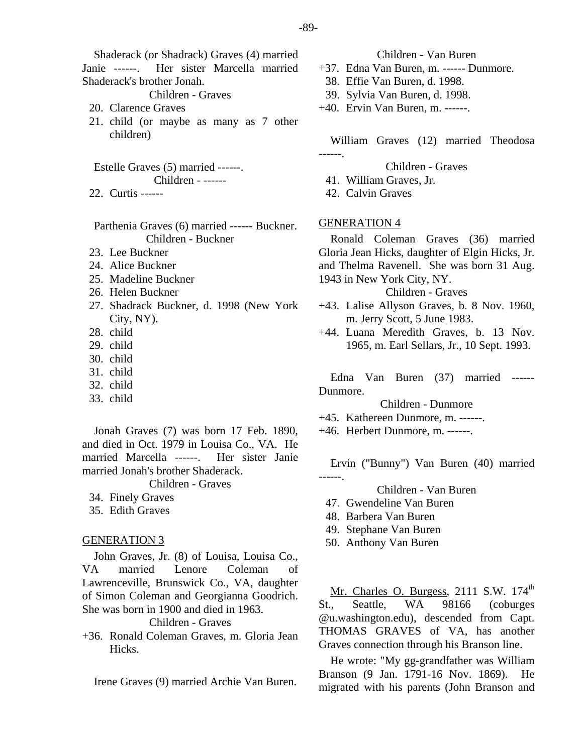Shaderack (or Shadrack) Graves (4) married Janie ------. Her sister Marcella married Shaderack's brother Jonah.

Children - Graves

20. Clarence Graves
21. child (or maybe as many as 7 other children)

Estelle Graves (5) married ------.

Children - ------

22. Curtis ------

Parthenia Graves (6) married ------ Buckner.

Children - Buckner

23. Lee Buckner
24. Alice Buckner
25. Madeline Buckner
26. Helen Buckner
27. Shadrack Buckner, d. 1998 (New York City, NY).
28. child
29. child
30. child
31. child
32. child
33. child

Jonah Graves (7) was born 17 Feb. 1890, and died in Oct. 1979 in Louisa Co., VA. He married Marcella ------. Her sister Janie married Jonah's brother Shaderack.

Children - Graves

34. Finely Graves
35. Edith Graves

GENERATION 3

John Graves, Jr. (8) of Louisa, Louisa Co., VA married Lenore Coleman of Lawrenceville, Brunswick Co., VA, daughter of Simon Coleman and Georgianna Goodrich. She was born in 1900 and died in 1963.

Children - Graves

+36. Ronald Coleman Graves, m. Gloria Jean Hicks.

Irene Graves (9) married Archie Van Buren.

Children - Van Buren

+37. Edna Van Buren, m. ------ Dunmore.
38. Effie Van Buren, d. 1998.
39. Sylvia Van Buren, d. 1998.
+40. Ervin Van Buren, m. ------.

William Graves (12) married Theodosa ------.

Children - Graves

41. William Graves, Jr.
42. Calvin Graves

GENERATION 4

Ronald Coleman Graves (36) married Gloria Jean Hicks, daughter of Elgin Hicks, Jr. and Thelma Ravenell. She was born 31 Aug. 1943 in New York City, NY.

Children - Graves

+43. Lalise Allyson Graves, b. 8 Nov. 1960, m. Jerry Scott, 5 June 1983.
+44. Luana Meredith Graves, b. 13 Nov. 1965, m. Earl Sellars, Jr., 10 Sept. 1993.

Edna Van Buren (37) married ------ Dunmore.

Children - Dunmore

+45. Kathereen Dunmore, m. ------.
+46. Herbert Dunmore, m. ------.

Ervin ("Bunny") Van Buren (40) married ------.

Children - Van Buren

47. Gwendeline Van Buren
48. Barbera Van Buren
49. Stephane Van Buren
50. Anthony Van Buren

Mr. Charles O. Burgess, 2111 S.W. 174th St., Seattle, WA 98166 (coburges @u.washington.edu), descended from Capt. THOMAS GRAVES of VA, has another Graves connection through his Branson line.

He wrote: "My gg-grandfather was William Branson (9 Jan. 1791-16 Nov. 1869). He migrated with his parents (John Branson and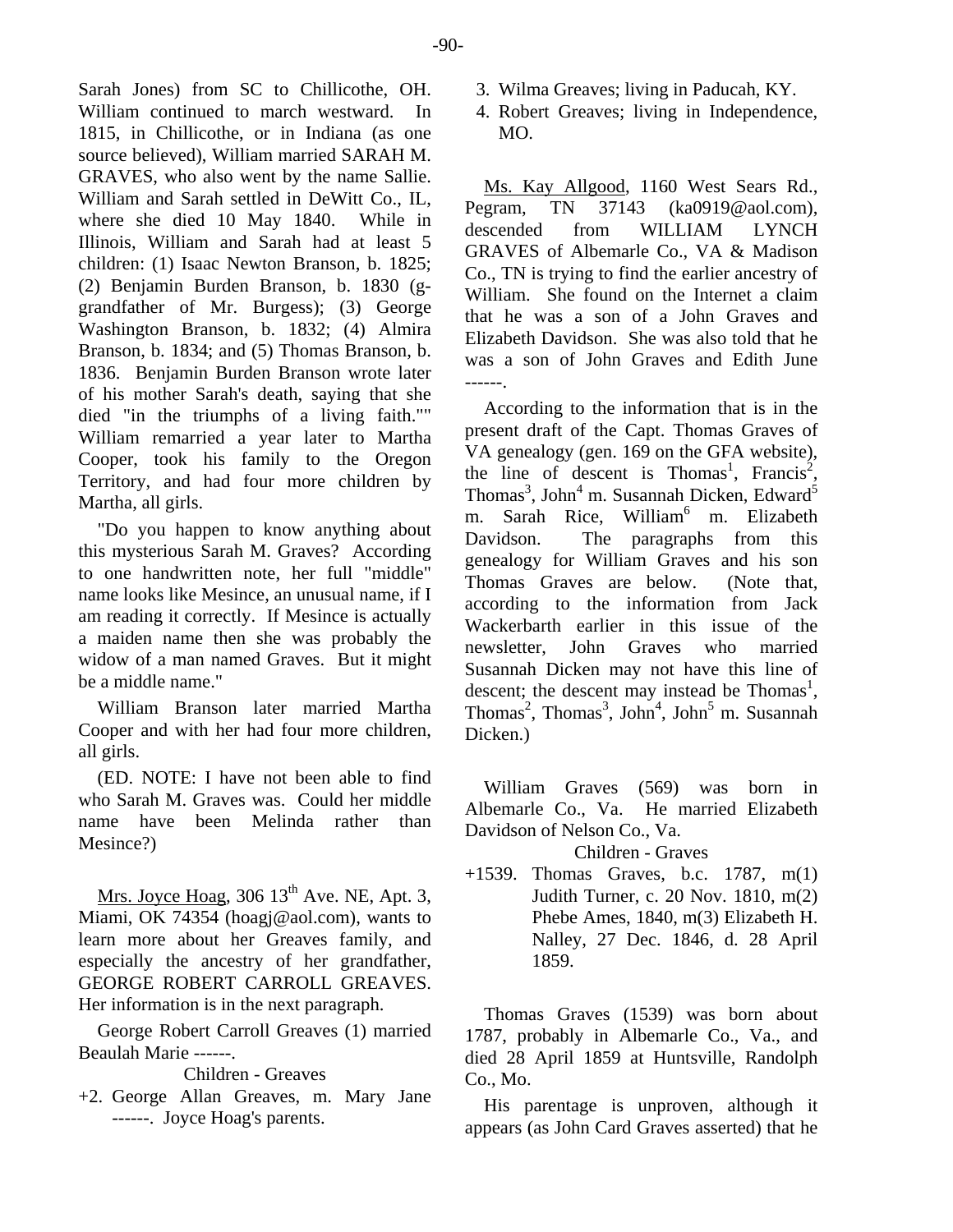Sarah Jones) from SC to Chillicothe, OH. William continued to march westward. In 1815, in Chillicothe, or in Indiana (as one source believed), William married SARAH M. GRAVES, who also went by the name Sallie. William and Sarah settled in DeWitt Co., IL, where she died 10 May 1840. While in Illinois, William and Sarah had at least 5 children: (1) Isaac Newton Branson, b. 1825; (2) Benjamin Burden Branson, b. 1830 (g-grandfather of Mr. Burgess); (3) George Washington Branson, b. 1832; (4) Almira Branson, b. 1834; and (5) Thomas Branson, b. 1836. Benjamin Burden Branson wrote later of his mother Sarah's death, saying that she died "in the triumphs of a living faith."" William remarried a year later to Martha Cooper, took his family to the Oregon Territory, and had four more children by Martha, all girls.

"Do you happen to know anything about this mysterious Sarah M. Graves? According to one handwritten note, her full "middle" name looks like Mesince, an unusual name, if I am reading it correctly. If Mesince is actually a maiden name then she was probably the widow of a man named Graves. But it might be a middle name."

William Branson later married Martha Cooper and with her had four more children, all girls.

(ED. NOTE: I have not been able to find who Sarah M. Graves was. Could her middle name have been Melinda rather than Mesince?)

Mrs. Joyce Hoag, 306 13th Ave. NE, Apt. 3, Miami, OK 74354 (hoagj@aol.com), wants to learn more about her Greaves family, and especially the ancestry of her grandfather, GEORGE ROBERT CARROLL GREAVES. Her information is in the next paragraph.

George Robert Carroll Greaves (1) married Beaulah Marie ------.

Children - Greaves

+2. George Allan Greaves, m. Mary Jane ------. Joyce Hoag's parents.
3. Wilma Greaves; living in Paducah, KY.
4. Robert Greaves; living in Independence, MO.

Ms. Kay Allgood, 1160 West Sears Rd., Pegram, TN 37143 (ka0919@aol.com), descended from WILLIAM LYNCH GRAVES of Albemarle Co., VA & Madison Co., TN is trying to find the earlier ancestry of William. She found on the Internet a claim that he was a son of a John Graves and Elizabeth Davidson. She was also told that he was a son of John Graves and Edith June ------.

According to the information that is in the present draft of the Capt. Thomas Graves of VA genealogy (gen. 169 on the GFA website), the line of descent is Thomas[1], Francis[2], Thomas[3], John[4] m. Susannah Dicken, Edward[5] m. Sarah Rice, William[6] m. Elizabeth Davidson. The paragraphs from this genealogy for William Graves and his son Thomas Graves are below. (Note that, according to the information from Jack Wackerbarth earlier in this issue of the newsletter, John Graves who married Susannah Dicken may not have this line of descent; the descent may instead be Thomas[1], Thomas[2], Thomas[3], John[4], John[5] m. Susannah Dicken.)

William Graves (569) was born in Albemarle Co., Va. He married Elizabeth Davidson of Nelson Co., Va.

Children - Graves

+1539. Thomas Graves, b.c. 1787, m(1) Judith Turner, c. 20 Nov. 1810, m(2) Phebe Ames, 1840, m(3) Elizabeth H. Nalley, 27 Dec. 1846, d. 28 April 1859.

Thomas Graves (1539) was born about 1787, probably in Albemarle Co., Va., and died 28 April 1859 at Huntsville, Randolph Co., Mo.

His parentage is unproven, although it appears (as John Card Graves asserted) that he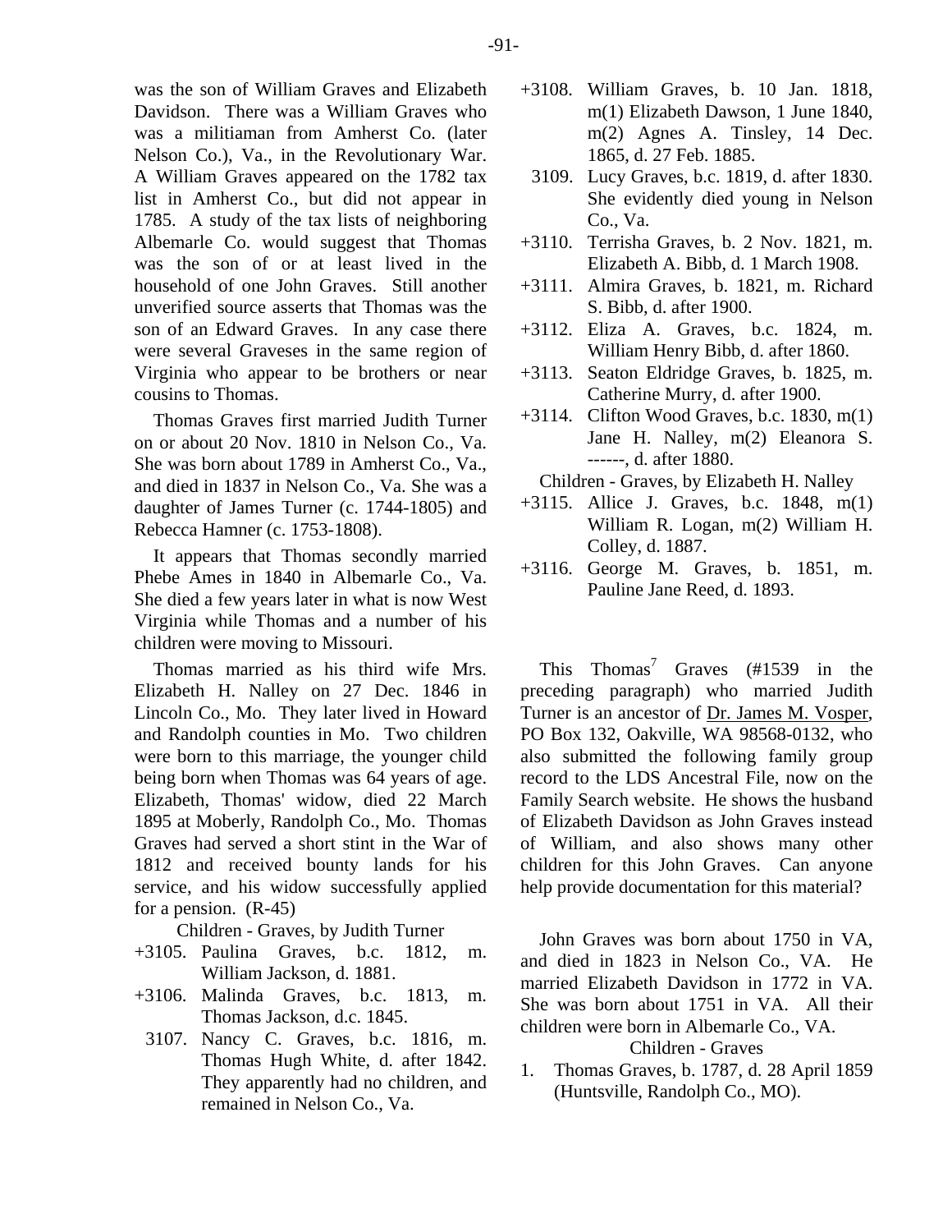was the son of William Graves and Elizabeth Davidson. There was a William Graves who was a militiaman from Amherst Co. (later Nelson Co.), Va., in the Revolutionary War. A William Graves appeared on the 1782 tax list in Amherst Co., but did not appear in 1785. A study of the tax lists of neighboring Albemarle Co. would suggest that Thomas was the son of or at least lived in the household of one John Graves. Still another unverified source asserts that Thomas was the son of an Edward Graves. In any case there were several Graveses in the same region of Virginia who appear to be brothers or near cousins to Thomas.

Thomas Graves first married Judith Turner on or about 20 Nov. 1810 in Nelson Co., Va. She was born about 1789 in Amherst Co., Va., and died in 1837 in Nelson Co., Va. She was a daughter of James Turner (c. 1744-1805) and Rebecca Hamner (c. 1753-1808).

It appears that Thomas secondly married Phebe Ames in 1840 in Albemarle Co., Va. She died a few years later in what is now West Virginia while Thomas and a number of his children were moving to Missouri.

Thomas married as his third wife Mrs. Elizabeth H. Nalley on 27 Dec. 1846 in Lincoln Co., Mo. They later lived in Howard and Randolph counties in Mo. Two children were born to this marriage, the younger child being born when Thomas was 64 years of age. Elizabeth, Thomas' widow, died 22 March 1895 at Moberly, Randolph Co., Mo. Thomas Graves had served a short stint in the War of 1812 and received bounty lands for his service, and his widow successfully applied for a pension. (R-45)

Children - Graves, by Judith Turner

+3105. Paulina Graves, b.c. 1812, m. William Jackson, d. 1881.

+3106. Malinda Graves, b.c. 1813, m. Thomas Jackson, d.c. 1845.

3107. Nancy C. Graves, b.c. 1816, m. Thomas Hugh White, d. after 1842. They apparently had no children, and remained in Nelson Co., Va.

+3108. William Graves, b. 10 Jan. 1818, m(1) Elizabeth Dawson, 1 June 1840, m(2) Agnes A. Tinsley, 14 Dec. 1865, d. 27 Feb. 1885.

3109. Lucy Graves, b.c. 1819, d. after 1830. She evidently died young in Nelson Co., Va.

+3110. Terrisha Graves, b. 2 Nov. 1821, m. Elizabeth A. Bibb, d. 1 March 1908.

+3111. Almira Graves, b. 1821, m. Richard S. Bibb, d. after 1900.

+3112. Eliza A. Graves, b.c. 1824, m. William Henry Bibb, d. after 1860.

+3113. Seaton Eldridge Graves, b. 1825, m. Catherine Murry, d. after 1900.

+3114. Clifton Wood Graves, b.c. 1830, m(1) Jane H. Nalley, m(2) Eleanora S. ------, d. after 1880.

Children - Graves, by Elizabeth H. Nalley

+3115. Allice J. Graves, b.c. 1848, m(1) William R. Logan, m(2) William H. Colley, d. 1887.

+3116. George M. Graves, b. 1851, m. Pauline Jane Reed, d. 1893.

This Thomas[7] Graves (#1539 in the preceding paragraph) who married Judith Turner is an ancestor of Dr. James M. Vosper, PO Box 132, Oakville, WA 98568-0132, who also submitted the following family group record to the LDS Ancestral File, now on the Family Search website. He shows the husband of Elizabeth Davidson as John Graves instead of William, and also shows many other children for this John Graves. Can anyone help provide documentation for this material?

John Graves was born about 1750 in VA, and died in 1823 in Nelson Co., VA. He married Elizabeth Davidson in 1772 in VA. She was born about 1751 in VA. All their children were born in Albemarle Co., VA.

Children - Graves

1. Thomas Graves, b. 1787, d. 28 April 1859 (Huntsville, Randolph Co., MO).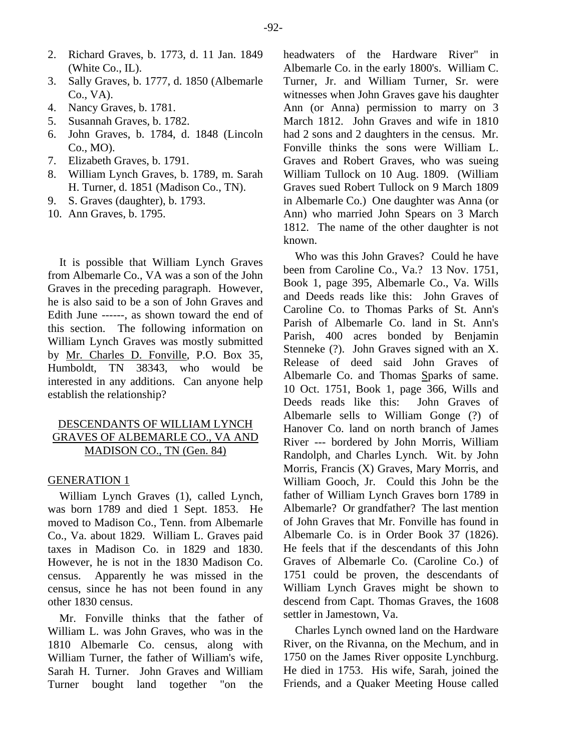2. Richard Graves, b. 1773, d. 11 Jan. 1849 (White Co., IL).
3. Sally Graves, b. 1777, d. 1850 (Albemarle Co., VA).
4. Nancy Graves, b. 1781.
5. Susannah Graves, b. 1782.
6. John Graves, b. 1784, d. 1848 (Lincoln Co., MO).
7. Elizabeth Graves, b. 1791.
8. William Lynch Graves, b. 1789, m. Sarah H. Turner, d. 1851 (Madison Co., TN).
9. S. Graves (daughter), b. 1793.
10. Ann Graves, b. 1795.

It is possible that William Lynch Graves from Albemarle Co., VA was a son of the John Graves in the preceding paragraph. However, he is also said to be a son of John Graves and Edith June ------, as shown toward the end of this section. The following information on William Lynch Graves was mostly submitted by Mr. Charles D. Fonville, P.O. Box 35, Humboldt, TN 38343, who would be interested in any additions. Can anyone help establish the relationship?

## DESCENDANTS OF WILLIAM LYNCH GRAVES OF ALBEMARLE CO., VA AND MADISON CO., TN (Gen. 84)

### GENERATION 1

William Lynch Graves (1), called Lynch, was born 1789 and died 1 Sept. 1853. He moved to Madison Co., Tenn. from Albemarle Co., Va. about 1829. William L. Graves paid taxes in Madison Co. in 1829 and 1830. However, he is not in the 1830 Madison Co. census. Apparently he was missed in the census, since he has not been found in any other 1830 census.

Mr. Fonville thinks that the father of William L. was John Graves, who was in the 1810 Albemarle Co. census, along with William Turner, the father of William's wife, Sarah H. Turner. John Graves and William Turner bought land together "on the headwaters of the Hardware River" in Albemarle Co. in the early 1800's. William C. Turner, Jr. and William Turner, Sr. were witnesses when John Graves gave his daughter Ann (or Anna) permission to marry on 3 March 1812. John Graves and wife in 1810 had 2 sons and 2 daughters in the census. Mr. Fonville thinks the sons were William L. Graves and Robert Graves, who was sueing William Tullock on 10 Aug. 1809. (William Graves sued Robert Tullock on 9 March 1809 in Albemarle Co.) One daughter was Anna (or Ann) who married John Spears on 3 March 1812. The name of the other daughter is not known.

Who was this John Graves? Could he have been from Caroline Co., Va.? 13 Nov. 1751, Book 1, page 395, Albemarle Co., Va. Wills and Deeds reads like this: John Graves of Caroline Co. to Thomas Parks of St. Ann's Parish of Albemarle Co. land in St. Ann's Parish, 400 acres bonded by Benjamin Stenneke (?). John Graves signed with an X. Release of deed said John Graves of Albemarle Co. and Thomas Sparks of same. 10 Oct. 1751, Book 1, page 366, Wills and Deeds reads like this: John Graves of Albemarle sells to William Gonge (?) of Hanover Co. land on north branch of James River --- bordered by John Morris, William Randolph, and Charles Lynch. Wit. by John Morris, Francis (X) Graves, Mary Morris, and William Gooch, Jr. Could this John be the father of William Lynch Graves born 1789 in Albemarle? Or grandfather? The last mention of John Graves that Mr. Fonville has found in Albemarle Co. is in Order Book 37 (1826). He feels that if the descendants of this John Graves of Albemarle Co. (Caroline Co.) of 1751 could be proven, the descendants of William Lynch Graves might be shown to descend from Capt. Thomas Graves, the 1608 settler in Jamestown, Va.

Charles Lynch owned land on the Hardware River, on the Rivanna, on the Mechum, and in 1750 on the James River opposite Lynchburg. He died in 1753. His wife, Sarah, joined the Friends, and a Quaker Meeting House called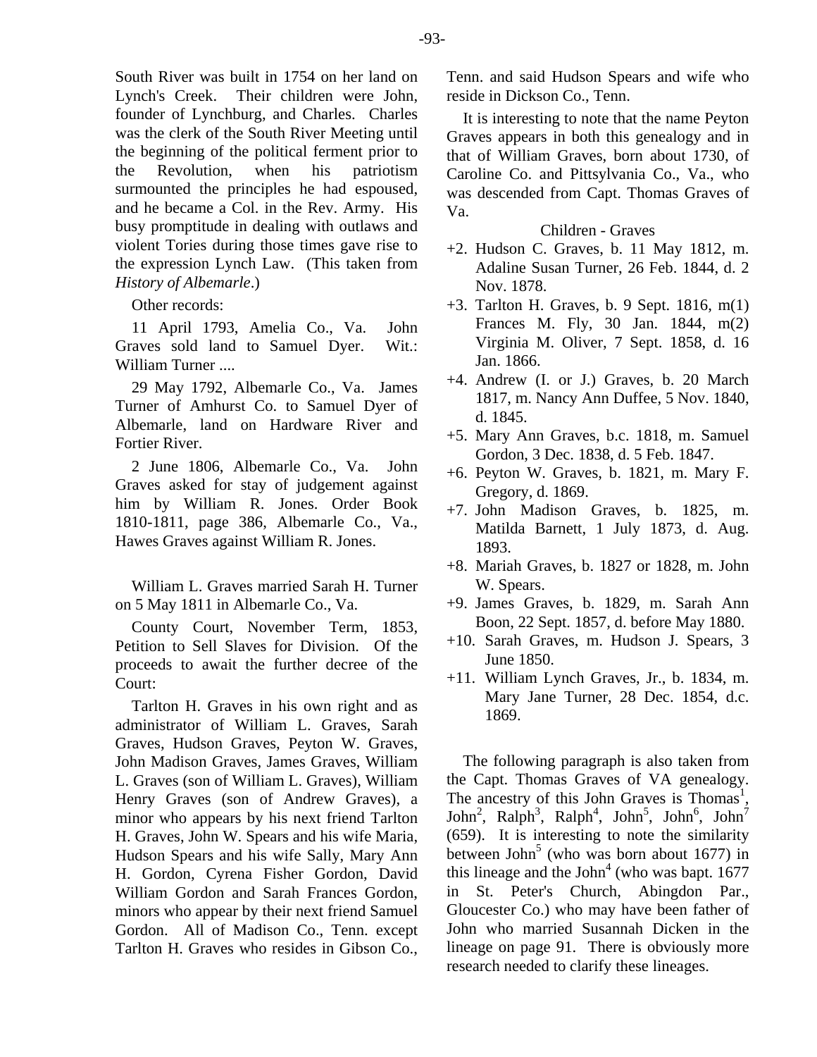South River was built in 1754 on her land on Lynch's Creek. Their children were John, founder of Lynchburg, and Charles. Charles was the clerk of the South River Meeting until the beginning of the political ferment prior to the Revolution, when his patriotism surmounted the principles he had espoused, and he became a Col. in the Rev. Army. His busy promptitude in dealing with outlaws and violent Tories during those times gave rise to the expression Lynch Law. (This taken from *History of Albemarle*.)

Other records:

11 April 1793, Amelia Co., Va. John Graves sold land to Samuel Dyer. Wit.: William Turner ....

29 May 1792, Albemarle Co., Va. James Turner of Amhurst Co. to Samuel Dyer of Albemarle, land on Hardware River and Fortier River.

2 June 1806, Albemarle Co., Va. John Graves asked for stay of judgement against him by William R. Jones. Order Book 1810-1811, page 386, Albemarle Co., Va., Hawes Graves against William R. Jones.

William L. Graves married Sarah H. Turner on 5 May 1811 in Albemarle Co., Va.

County Court, November Term, 1853, Petition to Sell Slaves for Division. Of the proceeds to await the further decree of the Court:

Tarlton H. Graves in his own right and as administrator of William L. Graves, Sarah Graves, Hudson Graves, Peyton W. Graves, John Madison Graves, James Graves, William L. Graves (son of William L. Graves), William Henry Graves (son of Andrew Graves), a minor who appears by his next friend Tarlton H. Graves, John W. Spears and his wife Maria, Hudson Spears and his wife Sally, Mary Ann H. Gordon, Cyrena Fisher Gordon, David William Gordon and Sarah Frances Gordon, minors who appear by their next friend Samuel Gordon. All of Madison Co., Tenn. except Tarlton H. Graves who resides in Gibson Co., Tenn. and said Hudson Spears and wife who reside in Dickson Co., Tenn.

It is interesting to note that the name Peyton Graves appears in both this genealogy and in that of William Graves, born about 1730, of Caroline Co. and Pittsylvania Co., Va., who was descended from Capt. Thomas Graves of Va.

Children - Graves

+2. Hudson C. Graves, b. 11 May 1812, m. Adaline Susan Turner, 26 Feb. 1844, d. 2 Nov. 1878.

+3. Tarlton H. Graves, b. 9 Sept. 1816, m(1) Frances M. Fly, 30 Jan. 1844, m(2) Virginia M. Oliver, 7 Sept. 1858, d. 16 Jan. 1866.

+4. Andrew (I. or J.) Graves, b. 20 March 1817, m. Nancy Ann Duffee, 5 Nov. 1840, d. 1845.

+5. Mary Ann Graves, b.c. 1818, m. Samuel Gordon, 3 Dec. 1838, d. 5 Feb. 1847.

+6. Peyton W. Graves, b. 1821, m. Mary F. Gregory, d. 1869.

+7. John Madison Graves, b. 1825, m. Matilda Barnett, 1 July 1873, d. Aug. 1893.

+8. Mariah Graves, b. 1827 or 1828, m. John W. Spears.

+9. James Graves, b. 1829, m. Sarah Ann Boon, 22 Sept. 1857, d. before May 1880.

+10. Sarah Graves, m. Hudson J. Spears, 3 June 1850.

+11. William Lynch Graves, Jr., b. 1834, m. Mary Jane Turner, 28 Dec. 1854, d.c. 1869.

The following paragraph is also taken from the Capt. Thomas Graves of VA genealogy. The ancestry of this John Graves is Thomas[1], John[2], Ralph[3], Ralph[4], John[5], John[6], John[7] (659). It is interesting to note the similarity between John[5] (who was born about 1677) in this lineage and the John[4] (who was bapt. 1677 in St. Peter's Church, Abingdon Par., Gloucester Co.) who may have been father of John who married Susannah Dicken in the lineage on page 91. There is obviously more research needed to clarify these lineages.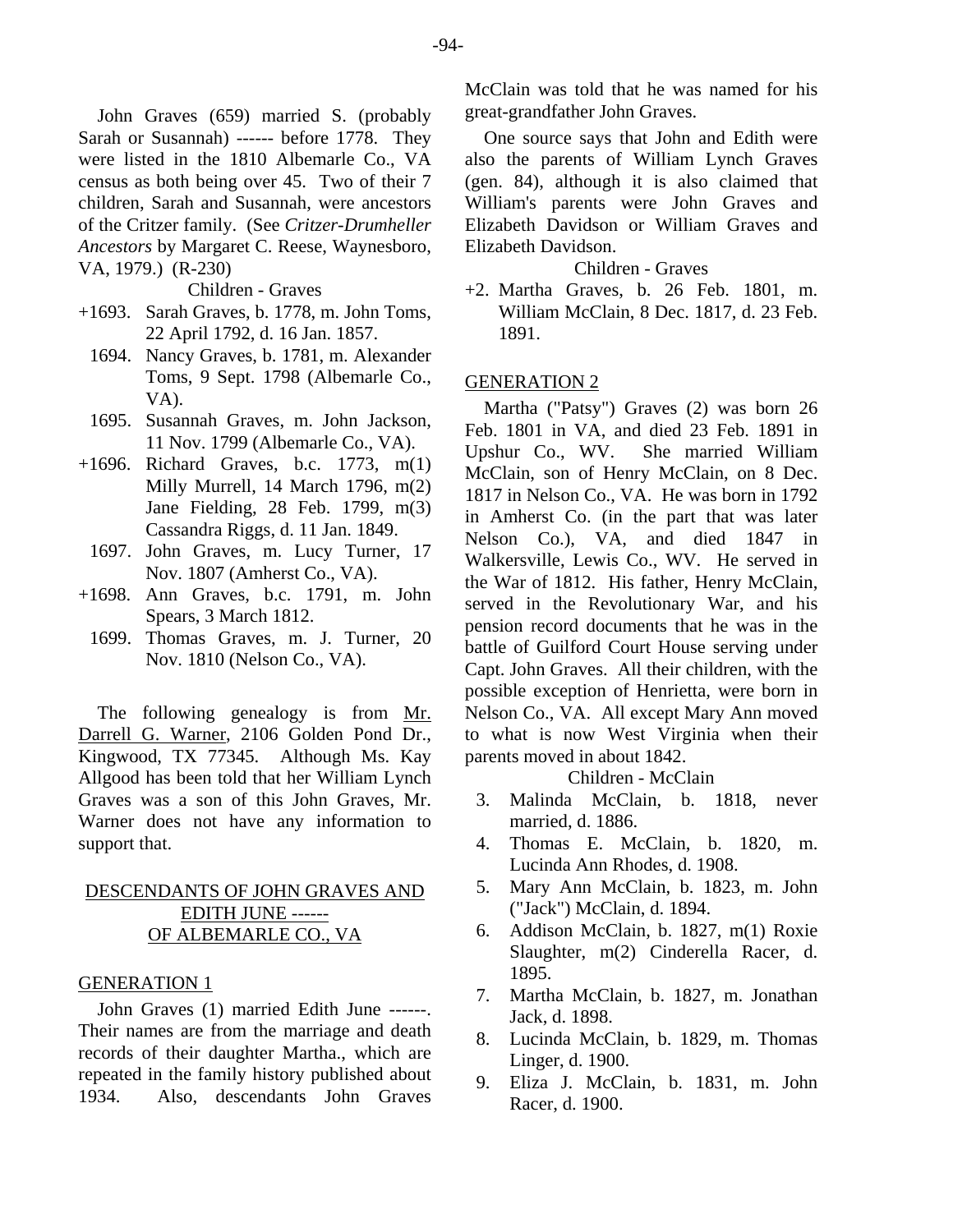John Graves (659) married S. (probably Sarah or Susannah) ------ before 1778. They were listed in the 1810 Albemarle Co., VA census as both being over 45. Two of their 7 children, Sarah and Susannah, were ancestors of the Critzer family. (See *Critzer-Drumheller Ancestors* by Margaret C. Reese, Waynesboro, VA, 1979.) (R-230)

Children - Graves

+1693. Sarah Graves, b. 1778, m. John Toms, 22 April 1792, d. 16 Jan. 1857.
1694. Nancy Graves, b. 1781, m. Alexander Toms, 9 Sept. 1798 (Albemarle Co., VA).
1695. Susannah Graves, m. John Jackson, 11 Nov. 1799 (Albemarle Co., VA).
+1696. Richard Graves, b.c. 1773, m(1) Milly Murrell, 14 March 1796, m(2) Jane Fielding, 28 Feb. 1799, m(3) Cassandra Riggs, d. 11 Jan. 1849.
1697. John Graves, m. Lucy Turner, 17 Nov. 1807 (Amherst Co., VA).
+1698. Ann Graves, b.c. 1791, m. John Spears, 3 March 1812.
1699. Thomas Graves, m. J. Turner, 20 Nov. 1810 (Nelson Co., VA).

The following genealogy is from Mr. Darrell G. Warner, 2106 Golden Pond Dr., Kingwood, TX 77345. Although Ms. Kay Allgood has been told that her William Lynch Graves was a son of this John Graves, Mr. Warner does not have any information to support that.

## DESCENDANTS OF JOHN GRAVES AND EDITH JUNE ------ OF ALBEMARLE CO., VA

### GENERATION 1

John Graves (1) married Edith June ------. Their names are from the marriage and death records of their daughter Martha., which are repeated in the family history published about 1934. Also, descendants John Graves McClain was told that he was named for his great-grandfather John Graves.

One source says that John and Edith were also the parents of William Lynch Graves (gen. 84), although it is also claimed that William's parents were John Graves and Elizabeth Davidson or William Graves and Elizabeth Davidson.

Children - Graves

+2. Martha Graves, b. 26 Feb. 1801, m. William McClain, 8 Dec. 1817, d. 23 Feb. 1891.

### GENERATION 2

Martha ("Patsy") Graves (2) was born 26 Feb. 1801 in VA, and died 23 Feb. 1891 in Upshur Co., WV. She married William McClain, son of Henry McClain, on 8 Dec. 1817 in Nelson Co., VA. He was born in 1792 in Amherst Co. (in the part that was later Nelson Co.), VA, and died 1847 in Walkersville, Lewis Co., WV. He served in the War of 1812. His father, Henry McClain, served in the Revolutionary War, and his pension record documents that he was in the battle of Guilford Court House serving under Capt. John Graves. All their children, with the possible exception of Henrietta, were born in Nelson Co., VA. All except Mary Ann moved to what is now West Virginia when their parents moved in about 1842.

Children - McClain

3. Malinda McClain, b. 1818, never married, d. 1886.
4. Thomas E. McClain, b. 1820, m. Lucinda Ann Rhodes, d. 1908.
5. Mary Ann McClain, b. 1823, m. John ("Jack") McClain, d. 1894.
6. Addison McClain, b. 1827, m(1) Roxie Slaughter, m(2) Cinderella Racer, d. 1895.
7. Martha McClain, b. 1827, m. Jonathan Jack, d. 1898.
8. Lucinda McClain, b. 1829, m. Thomas Linger, d. 1900.
9. Eliza J. McClain, b. 1831, m. John Racer, d. 1900.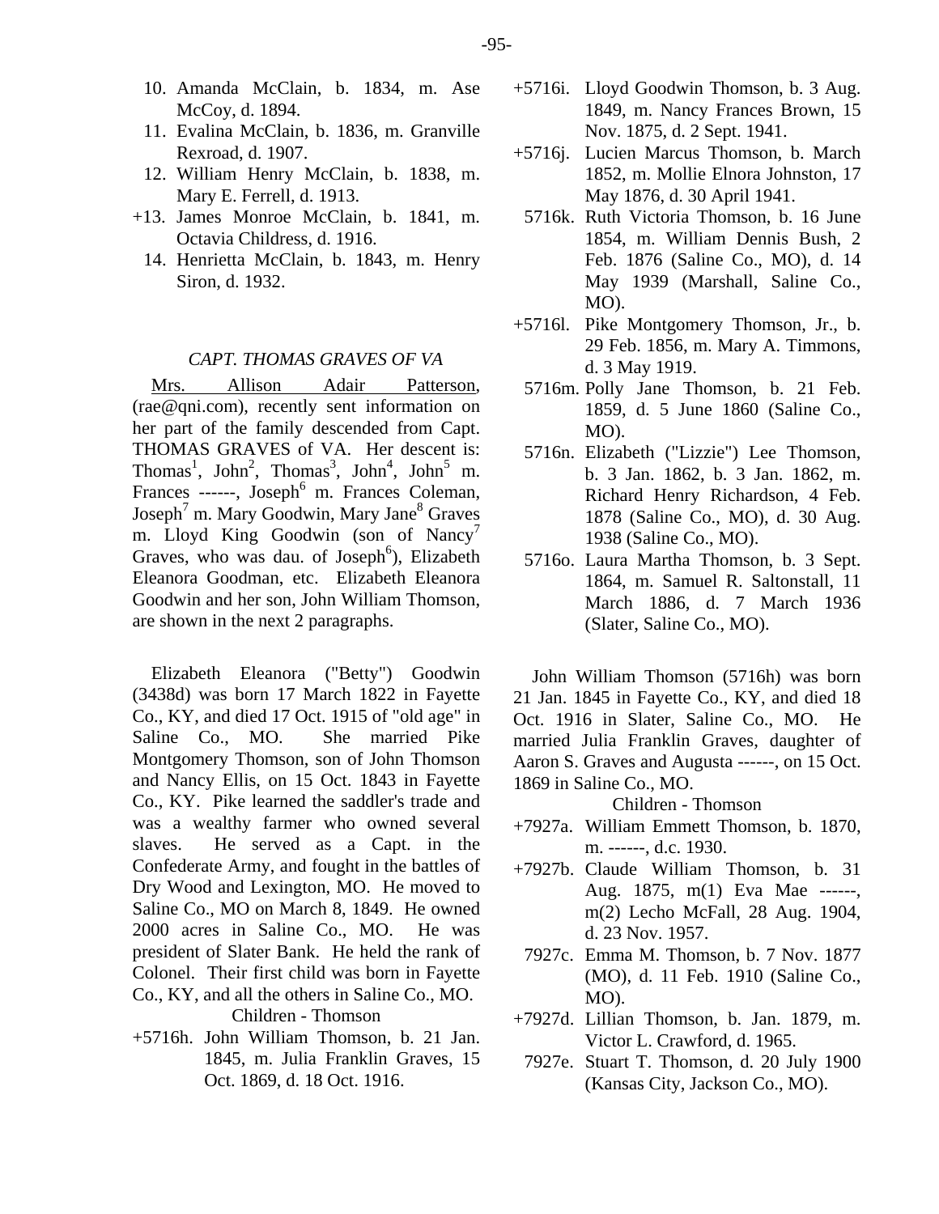10. Amanda McClain, b. 1834, m. Ase McCoy, d. 1894.
11. Evalina McClain, b. 1836, m. Granville Rexroad, d. 1907.
12. William Henry McClain, b. 1838, m. Mary E. Ferrell, d. 1913.

+13. James Monroe McClain, b. 1841, m. Octavia Childress, d. 1916.

14. Henrietta McClain, b. 1843, m. Henry Siron, d. 1932.

### *CAPT. THOMAS GRAVES OF VA*

Mrs. Allison Adair Patterson, (rae@qni.com), recently sent information on her part of the family descended from Capt. THOMAS GRAVES of VA. Her descent is: Thomas[1], John[2], Thomas[3], John[4], John[5] m. Frances ------, Joseph[6] m. Frances Coleman, Joseph[7] m. Mary Goodwin, Mary Jane[8] Graves m. Lloyd King Goodwin (son of Nancy[7] Graves, who was dau. of Joseph[6]), Elizabeth Eleanora Goodman, etc. Elizabeth Eleanora Goodwin and her son, John William Thomson, are shown in the next 2 paragraphs.

Elizabeth Eleanora ("Betty") Goodwin (3438d) was born 17 March 1822 in Fayette Co., KY, and died 17 Oct. 1915 of "old age" in Saline Co., MO. She married Pike Montgomery Thomson, son of John Thomson and Nancy Ellis, on 15 Oct. 1843 in Fayette Co., KY. Pike learned the saddler's trade and was a wealthy farmer who owned several slaves. He served as a Capt. in the Confederate Army, and fought in the battles of Dry Wood and Lexington, MO. He moved to Saline Co., MO on March 8, 1849. He owned 2000 acres in Saline Co., MO. He was president of Slater Bank. He held the rank of Colonel. Their first child was born in Fayette Co., KY, and all the others in Saline Co., MO.

Children - Thomson

+5716h. John William Thomson, b. 21 Jan. 1845, m. Julia Franklin Graves, 15 Oct. 1869, d. 18 Oct. 1916.

+5716i. Lloyd Goodwin Thomson, b. 3 Aug. 1849, m. Nancy Frances Brown, 15 Nov. 1875, d. 2 Sept. 1941.

+5716j. Lucien Marcus Thomson, b. March 1852, m. Mollie Elnora Johnston, 17 May 1876, d. 30 April 1941.

5716k. Ruth Victoria Thomson, b. 16 June 1854, m. William Dennis Bush, 2 Feb. 1876 (Saline Co., MO), d. 14 May 1939 (Marshall, Saline Co., MO).

+5716l. Pike Montgomery Thomson, Jr., b. 29 Feb. 1856, m. Mary A. Timmons, d. 3 May 1919.

5716m. Polly Jane Thomson, b. 21 Feb. 1859, d. 5 June 1860 (Saline Co., MO).

5716n. Elizabeth ("Lizzie") Lee Thomson, b. 3 Jan. 1862, b. 3 Jan. 1862, m. Richard Henry Richardson, 4 Feb. 1878 (Saline Co., MO), d. 30 Aug. 1938 (Saline Co., MO).

5716o. Laura Martha Thomson, b. 3 Sept. 1864, m. Samuel R. Saltonstall, 11 March 1886, d. 7 March 1936 (Slater, Saline Co., MO).

John William Thomson (5716h) was born 21 Jan. 1845 in Fayette Co., KY, and died 18 Oct. 1916 in Slater, Saline Co., MO. He married Julia Franklin Graves, daughter of Aaron S. Graves and Augusta ------, on 15 Oct. 1869 in Saline Co., MO.

Children - Thomson

+7927a. William Emmett Thomson, b. 1870, m. ------, d.c. 1930.

+7927b. Claude William Thomson, b. 31 Aug. 1875, m(1) Eva Mae ------, m(2) Lecho McFall, 28 Aug. 1904, d. 23 Nov. 1957.

7927c. Emma M. Thomson, b. 7 Nov. 1877 (MO), d. 11 Feb. 1910 (Saline Co., MO).

+7927d. Lillian Thomson, b. Jan. 1879, m. Victor L. Crawford, d. 1965.

7927e. Stuart T. Thomson, d. 20 July 1900 (Kansas City, Jackson Co., MO).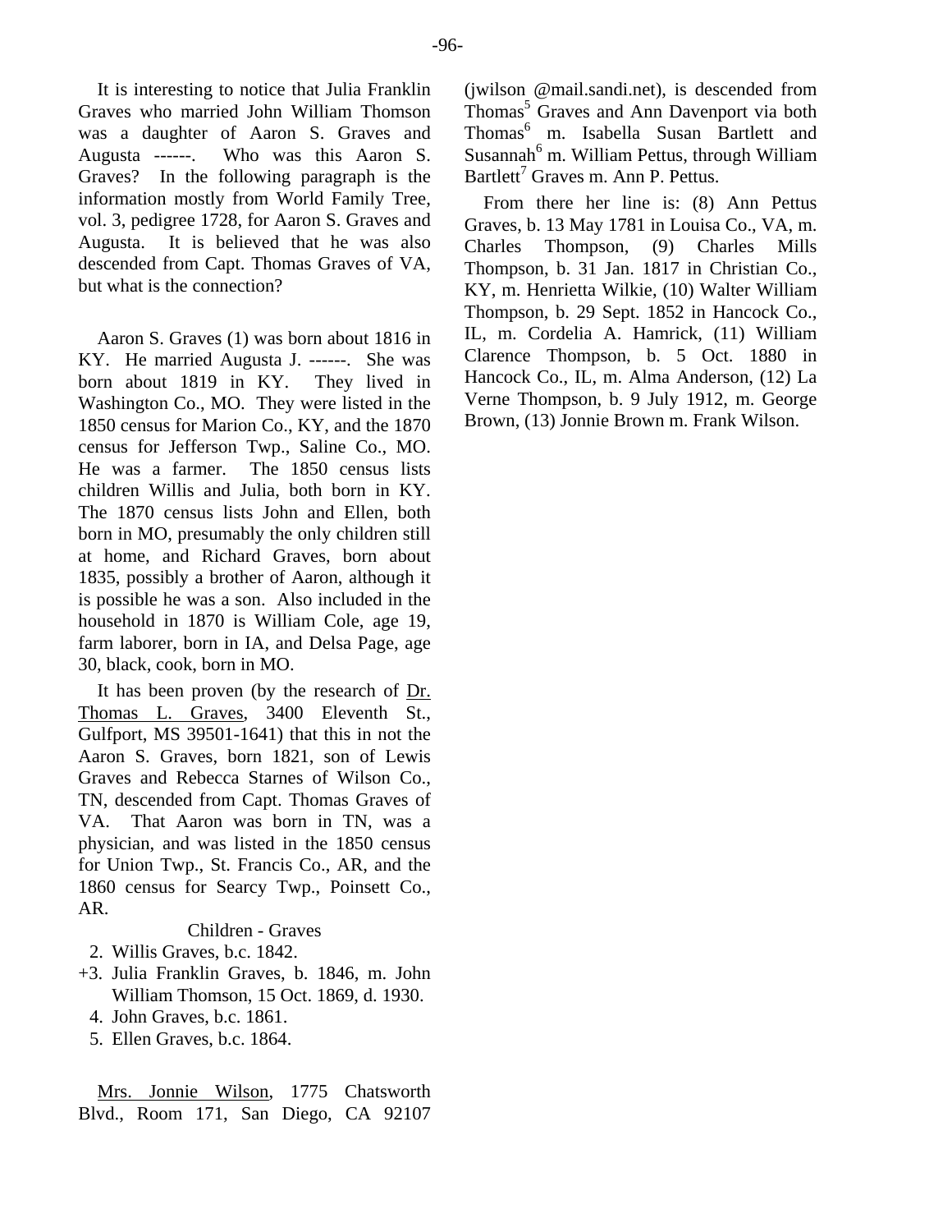It is interesting to notice that Julia Franklin Graves who married John William Thomson was a daughter of Aaron S. Graves and Augusta ------. Who was this Aaron S. Graves? In the following paragraph is the information mostly from World Family Tree, vol. 3, pedigree 1728, for Aaron S. Graves and Augusta. It is believed that he was also descended from Capt. Thomas Graves of VA, but what is the connection?

Aaron S. Graves (1) was born about 1816 in KY. He married Augusta J. ------. She was born about 1819 in KY. They lived in Washington Co., MO. They were listed in the 1850 census for Marion Co., KY, and the 1870 census for Jefferson Twp., Saline Co., MO. He was a farmer. The 1850 census lists children Willis and Julia, both born in KY. The 1870 census lists John and Ellen, both born in MO, presumably the only children still at home, and Richard Graves, born about 1835, possibly a brother of Aaron, although it is possible he was a son. Also included in the household in 1870 is William Cole, age 19, farm laborer, born in IA, and Delsa Page, age 30, black, cook, born in MO.

It has been proven (by the research of <u>Dr. Thomas L. Graves</u>, 3400 Eleventh St., Gulfport, MS 39501-1641) that this in not the Aaron S. Graves, born 1821, son of Lewis Graves and Rebecca Starnes of Wilson Co., TN, descended from Capt. Thomas Graves of VA. That Aaron was born in TN, was a physician, and was listed in the 1850 census for Union Twp., St. Francis Co., AR, and the 1860 census for Searcy Twp., Poinsett Co., AR.

Children - Graves

2. Willis Graves, b.c. 1842.
+3. Julia Franklin Graves, b. 1846, m. John William Thomson, 15 Oct. 1869, d. 1930.
4. John Graves, b.c. 1861.
5. Ellen Graves, b.c. 1864.

<u>Mrs. Jonnie Wilson</u>, 1775 Chatsworth Blvd., Room 171, San Diego, CA 92107 (jwilson @mail.sandi.net), is descended from Thomas[5] Graves and Ann Davenport via both Thomas[6] m. Isabella Susan Bartlett and Susannah[6] m. William Pettus, through William Bartlett[7] Graves m. Ann P. Pettus.

From there her line is: (8) Ann Pettus Graves, b. 13 May 1781 in Louisa Co., VA, m. Charles Thompson, (9) Charles Mills Thompson, b. 31 Jan. 1817 in Christian Co., KY, m. Henrietta Wilkie, (10) Walter William Thompson, b. 29 Sept. 1852 in Hancock Co., IL, m. Cordelia A. Hamrick, (11) William Clarence Thompson, b. 5 Oct. 1880 in Hancock Co., IL, m. Alma Anderson, (12) La Verne Thompson, b. 9 July 1912, m. George Brown, (13) Jonnie Brown m. Frank Wilson.